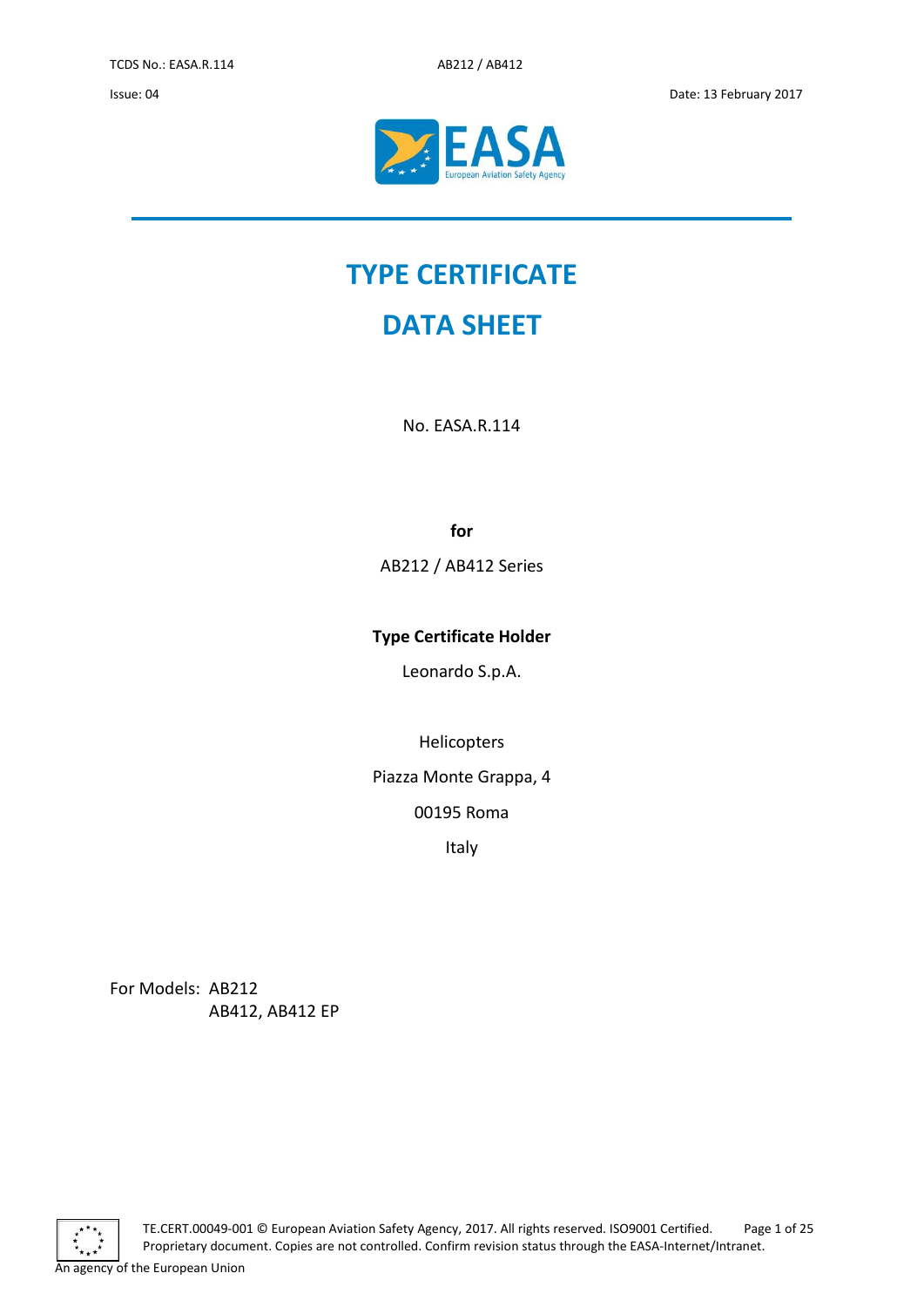# TYPE CERTIFICATE

# DATA SHEET

No. EASA.R.114

**for**

AB212 / AB412 Series

**Type Certificate Holder**

Leonardo S.p.A.

Helicopters

Piazza Monte Grappa, 4

00195 Roma

Italy

For Models: AB212
AB412, AB412 EP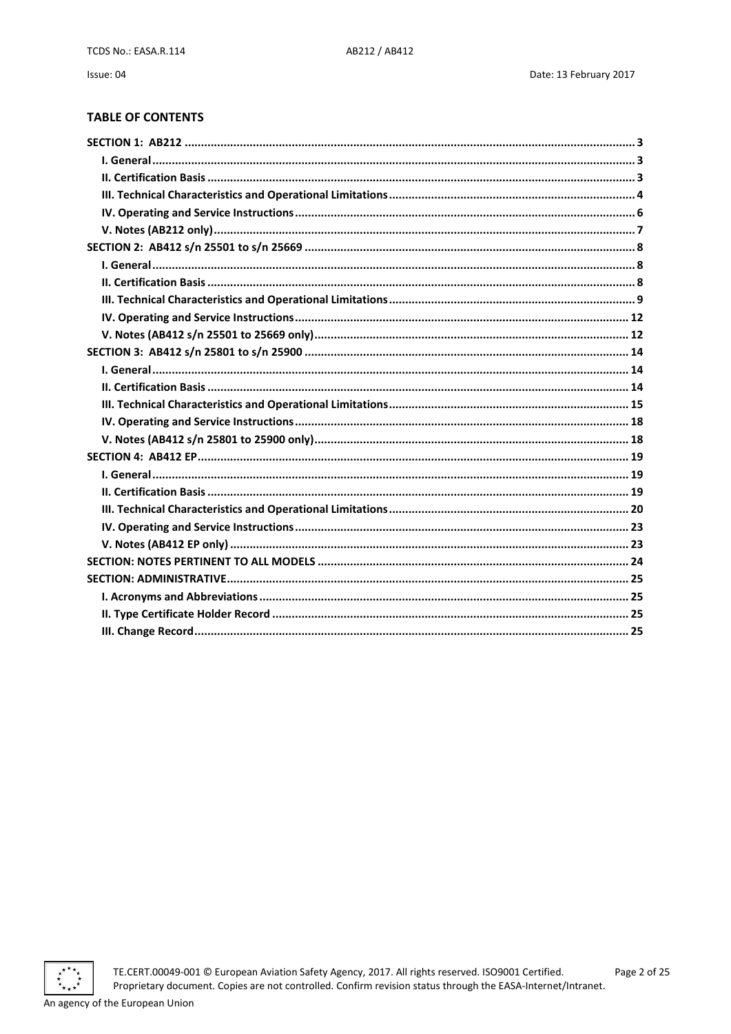## TABLE OF CONTENTS

- **SECTION 1: AB212** ..... 3
  - **I. General** ..... 3
  - **II. Certification Basis** ..... 3
  - **III. Technical Characteristics and Operational Limitations** ..... 4
  - **IV. Operating and Service Instructions** ..... 6
  - **V. Notes (AB212 only)** ..... 7
- **SECTION 2: AB412 s/n 25501 to s/n 25669** ..... 8
  - **I. General** ..... 8
  - **II. Certification Basis** ..... 8
  - **III. Technical Characteristics and Operational Limitations** ..... 9
  - **IV. Operating and Service Instructions** ..... 12
  - **V. Notes (AB412 s/n 25501 to 25669 only)** ..... 12
- **SECTION 3: AB412 s/n 25801 to s/n 25900** ..... 14
  - **I. General** ..... 14
  - **II. Certification Basis** ..... 14
  - **III. Technical Characteristics and Operational Limitations** ..... 15
  - **IV. Operating and Service Instructions** ..... 18
  - **V. Notes (AB412 s/n 25801 to 25900 only)** ..... 18
- **SECTION 4: AB412 EP** ..... 19
  - **I. General** ..... 19
  - **II. Certification Basis** ..... 19
  - **III. Technical Characteristics and Operational Limitations** ..... 20
  - **IV. Operating and Service Instructions** ..... 23
  - **V. Notes (AB412 EP only)** ..... 23
- **SECTION: NOTES PERTINENT TO ALL MODELS** ..... 24
- **SECTION: ADMINISTRATIVE** ..... 25
  - **I. Acronyms and Abbreviations** ..... 25
  - **II. Type Certificate Holder Record** ..... 25
  - **III. Change Record** ..... 25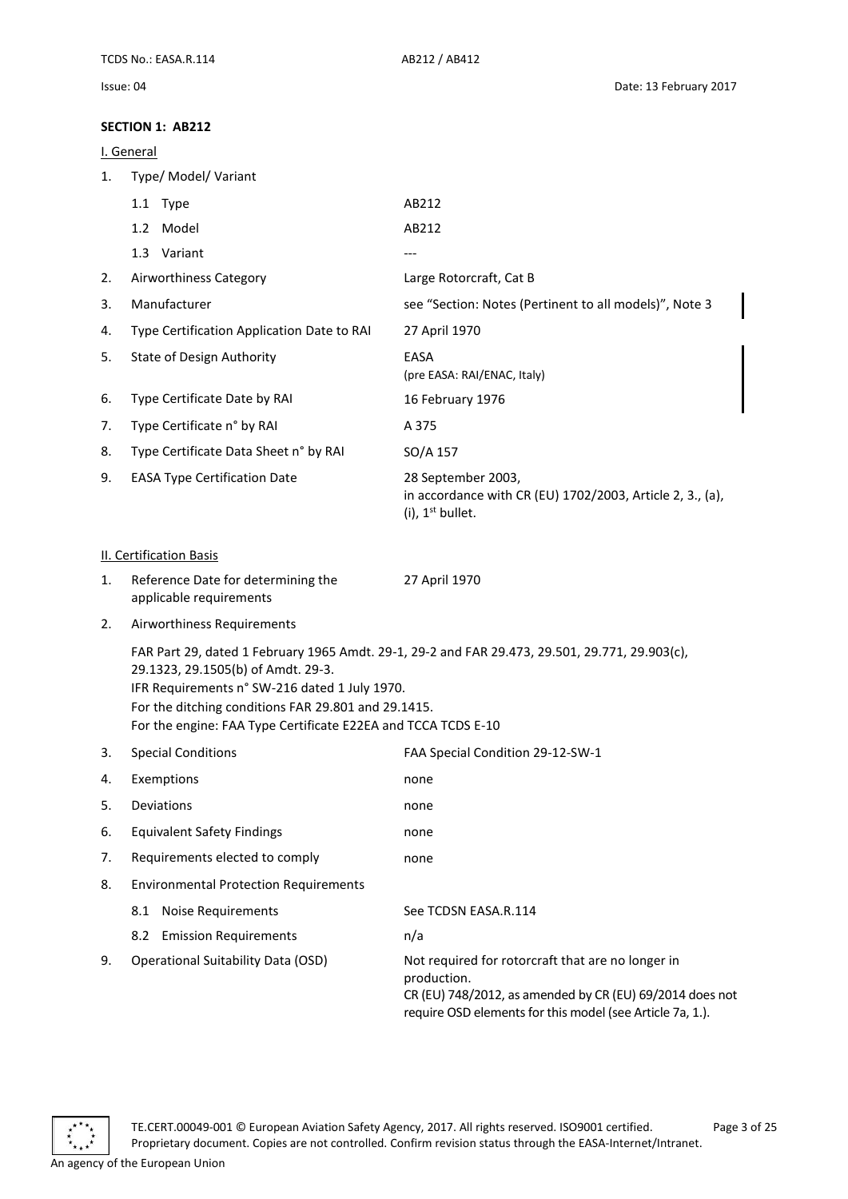## SECTION 1: AB212

### I. General

1. Type/ Model/ Variant

| | | |
|---|---|---|
| | 1.1 Type | AB212 |
| | 1.2 Model | AB212 |
| | 1.3 Variant | --- |
| 2. | Airworthiness Category | Large Rotorcraft, Cat B |
| 3. | Manufacturer | see "Section: Notes (Pertinent to all models)", Note 3 |
| 4. | Type Certification Application Date to RAI | 27 April 1970 |
| 5. | State of Design Authority | EASA (pre EASA: RAI/ENAC, Italy) |
| 6. | Type Certificate Date by RAI | 16 February 1976 |
| 7. | Type Certificate n° by RAI | A 375 |
| 8. | Type Certificate Data Sheet n° by RAI | SO/A 157 |
| 9. | EASA Type Certification Date | 28 September 2003, in accordance with CR (EU) 1702/2003, Article 2, 3., (a), (i), 1st bullet. |

### II. Certification Basis

| | | |
|---|---|---|
| 1. | Reference Date for determining the applicable requirements | 27 April 1970 |

2. Airworthiness Requirements

   FAR Part 29, dated 1 February 1965 Amdt. 29-1, 29-2 and FAR 29.473, 29.501, 29.771, 29.903(c), 29.1323, 29.1505(b) of Amdt. 29-3.
   IFR Requirements n° SW-216 dated 1 July 1970.
   For the ditching conditions FAR 29.801 and 29.1415.
   For the engine: FAA Type Certificate E22EA and TCCA TCDS E-10

| | | |
|---|---|---|
| 3. | Special Conditions | FAA Special Condition 29-12-SW-1 |
| 4. | Exemptions | none |
| 5. | Deviations | none |
| 6. | Equivalent Safety Findings | none |
| 7. | Requirements elected to comply | none |
| 8. | Environmental Protection Requirements | |
| | 8.1 Noise Requirements | See TCDSN EASA.R.114 |
| | 8.2 Emission Requirements | n/a |
| 9. | Operational Suitability Data (OSD) | Not required for rotorcraft that are no longer in production. CR (EU) 748/2012, as amended by CR (EU) 69/2014 does not require OSD elements for this model (see Article 7a, 1.). |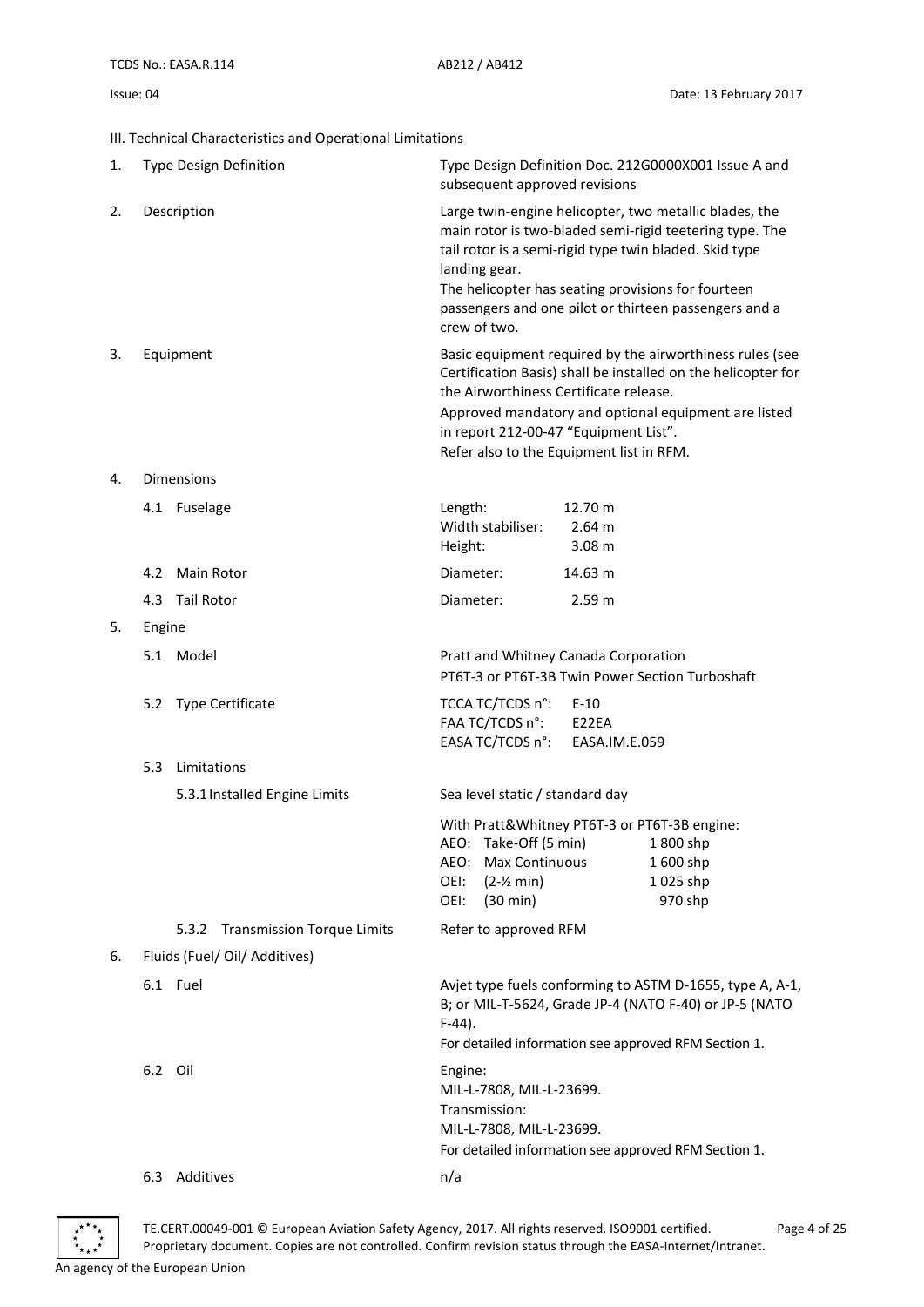## III. Technical Characteristics and Operational Limitations

| | | |
|---|---|---|
| 1. | Type Design Definition | Type Design Definition Doc. 212G0000X001 Issue A and subsequent approved revisions |
| 2. | Description | Large twin-engine helicopter, two metallic blades, the main rotor is two-bladed semi-rigid teetering type. The tail rotor is a semi-rigid type twin bladed. Skid type landing gear.<br>The helicopter has seating provisions for fourteen passengers and one pilot or thirteen passengers and a crew of two. |
| 3. | Equipment | Basic equipment required by the airworthiness rules (see Certification Basis) shall be installed on the helicopter for the Airworthiness Certificate release.<br>Approved mandatory and optional equipment are listed in report 212-00-47 "Equipment List".<br>Refer also to the Equipment list in RFM. |
| 4. | Dimensions | |
| | 4.1 Fuselage | Length: 12.70 m<br>Width stabiliser: 2.64 m<br>Height: 3.08 m |
| | 4.2 Main Rotor | Diameter: 14.63 m |
| | 4.3 Tail Rotor | Diameter: 2.59 m |
| 5. | Engine | |
| | 5.1 Model | Pratt and Whitney Canada Corporation<br>PT6T-3 or PT6T-3B Twin Power Section Turboshaft |
| | 5.2 Type Certificate | TCCA TC/TCDS n°: E-10<br>FAA TC/TCDS n°: E22EA<br>EASA TC/TCDS n°: EASA.IM.E.059 |
| | 5.3 Limitations | |
| | 5.3.1 Installed Engine Limits | Sea level static / standard day<br><br>With Pratt&Whitney PT6T-3 or PT6T-3B engine:<br>AEO: Take-Off (5 min) 1 800 shp<br>AEO: Max Continuous 1 600 shp<br>OEI: (2-½ min) 1 025 shp<br>OEI: (30 min) 970 shp |
| | 5.3.2 Transmission Torque Limits | Refer to approved RFM |
| 6. | Fluids (Fuel/ Oil/ Additives) | |
| | 6.1 Fuel | Avjet type fuels conforming to ASTM D-1655, type A, A-1, B; or MIL-T-5624, Grade JP-4 (NATO F-40) or JP-5 (NATO F-44).<br>For detailed information see approved RFM Section 1. |
| | 6.2 Oil | Engine:<br>MIL-L-7808, MIL-L-23699.<br>Transmission:<br>MIL-L-7808, MIL-L-23699.<br>For detailed information see approved RFM Section 1. |
| | 6.3 Additives | n/a |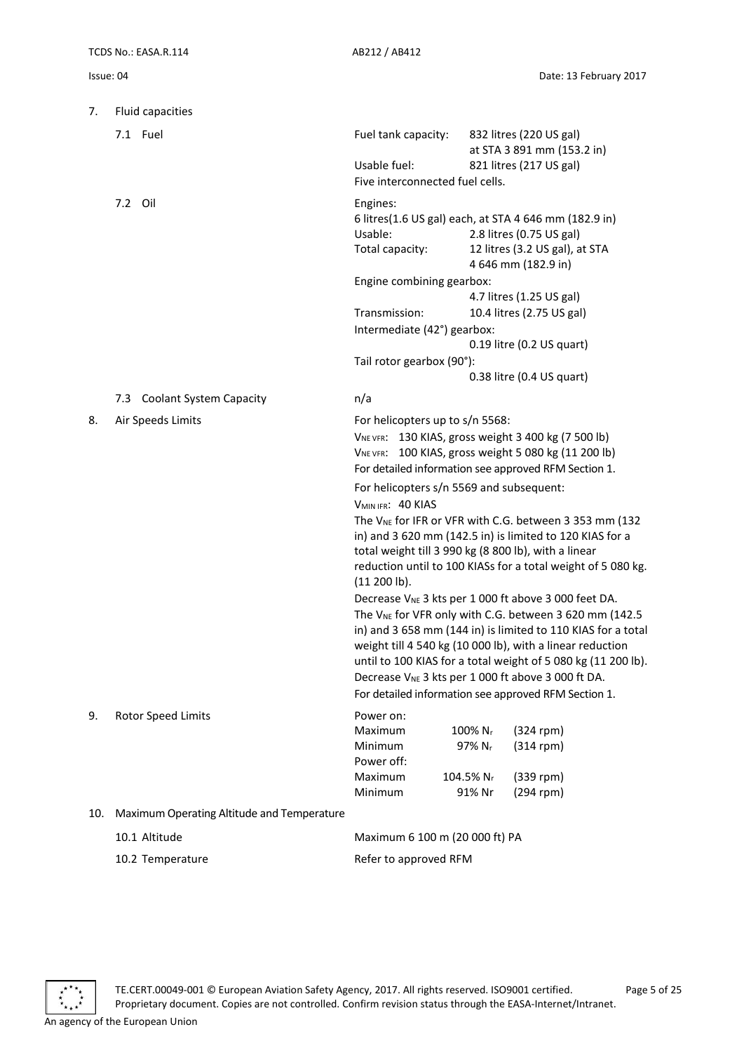7. Fluid capacities

| | | |
|---|---|---|
| 7.1 Fuel | Fuel tank capacity: | 832 litres (220 US gal) at STA 3 891 mm (153.2 in) |
| | Usable fuel: | 821 litres (217 US gal) |
| | Five interconnected fuel cells. | |
| 7.2 Oil | Engines: 6 litres(1.6 US gal) each, at STA 4 646 mm (182.9 in) | |
| | Usable: | 2.8 litres (0.75 US gal) |
| | Total capacity: | 12 litres (3.2 US gal), at STA 4 646 mm (182.9 in) |
| | Engine combining gearbox: | 4.7 litres (1.25 US gal) |
| | Transmission: | 10.4 litres (2.75 US gal) |
| | Intermediate (42°) gearbox: | 0.19 litre (0.2 US quart) |
| | Tail rotor gearbox (90°): | 0.38 litre (0.4 US quart) |
| 7.3 Coolant System Capacity | n/a | |

8. Air Speeds Limits

For helicopters up to s/n 5568:

$V_{NE\ VFR}$: 130 KIAS, gross weight 3 400 kg (7 500 lb)
$V_{NE\ VFR}$: 100 KIAS, gross weight 5 080 kg (11 200 lb)
For detailed information see approved RFM Section 1.

For helicopters s/n 5569 and subsequent:

$V_{MIN\ IFR}$: 40 KIAS

The $V_{NE}$ for IFR or VFR with C.G. between 3 353 mm (132 in) and 3 620 mm (142.5 in) is limited to 120 KIAS for a total weight till 3 990 kg (8 800 lb), with a linear reduction until to 100 KIASs for a total weight of 5 080 kg. (11 200 lb).

Decrease $V_{NE}$ 3 kts per 1 000 ft above 3 000 feet DA.

The $V_{NE}$ for VFR only with C.G. between 3 620 mm (142.5 in) and 3 658 mm (144 in) is limited to 110 KIAS for a total weight till 4 540 kg (10 000 lb), with a linear reduction until to 100 KIAS for a total weight of 5 080 kg (11 200 lb).

Decrease $V_{NE}$ 3 kts per 1 000 ft above 3 000 ft DA.

For detailed information see approved RFM Section 1.

9. Rotor Speed Limits

| | | |
|---|---|---|
| Power on: | | |
| Maximum | 100% $N_r$ | (324 rpm) |
| Minimum | 97% $N_r$ | (314 rpm) |
| Power off: | | |
| Maximum | 104.5% $N_r$ | (339 rpm) |
| Minimum | 91% Nr | (294 rpm) |

10. Maximum Operating Altitude and Temperature

| | |
|---|---|
| 10.1 Altitude | Maximum 6 100 m (20 000 ft) PA |
| 10.2 Temperature | Refer to approved RFM |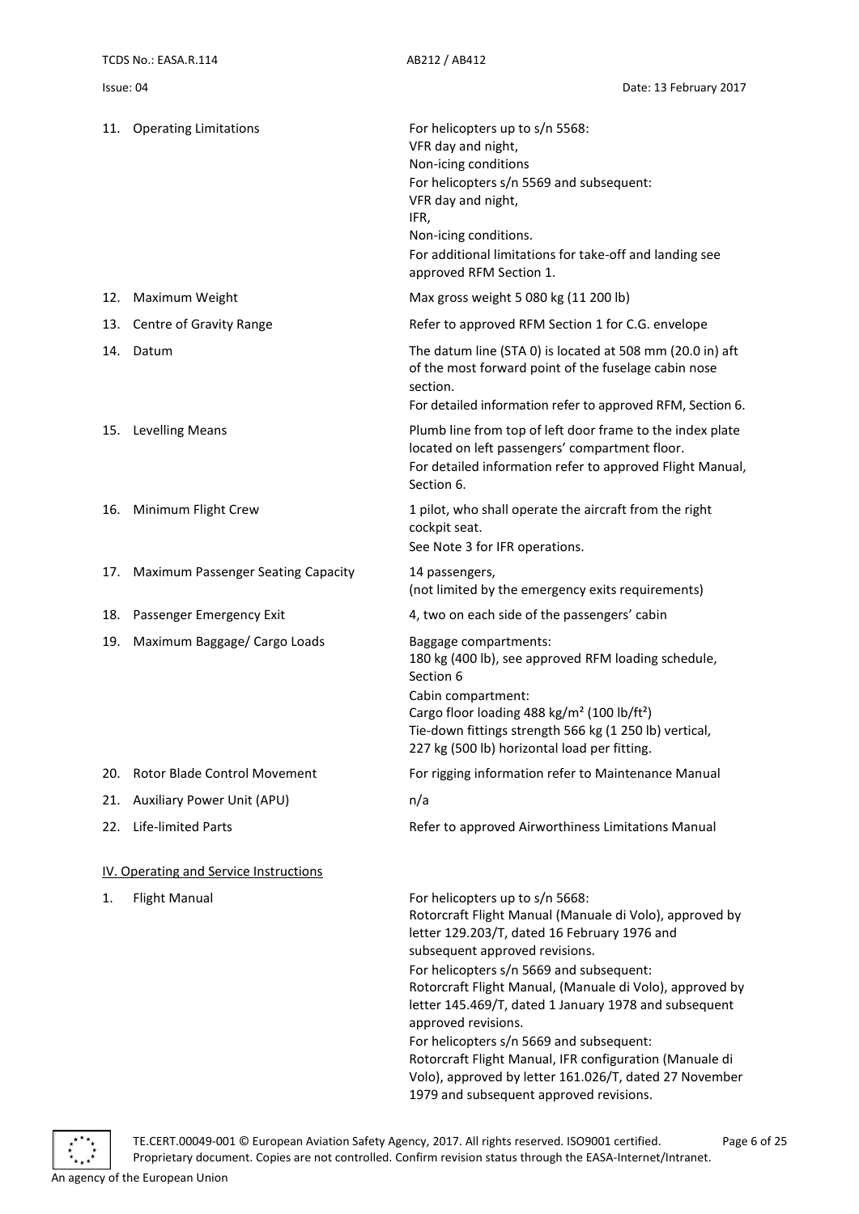| | |
|---|---|
| 11. Operating Limitations | For helicopters up to s/n 5568:<br>VFR day and night,<br>Non-icing conditions<br>For helicopters s/n 5569 and subsequent:<br>VFR day and night,<br>IFR,<br>Non-icing conditions.<br>For additional limitations for take-off and landing see approved RFM Section 1. |
| 12. Maximum Weight | Max gross weight 5 080 kg (11 200 lb) |
| 13. Centre of Gravity Range | Refer to approved RFM Section 1 for C.G. envelope |
| 14. Datum | The datum line (STA 0) is located at 508 mm (20.0 in) aft of the most forward point of the fuselage cabin nose section.<br>For detailed information refer to approved RFM, Section 6. |
| 15. Levelling Means | Plumb line from top of left door frame to the index plate located on left passengers' compartment floor.<br>For detailed information refer to approved Flight Manual, Section 6. |
| 16. Minimum Flight Crew | 1 pilot, who shall operate the aircraft from the right cockpit seat.<br>See Note 3 for IFR operations. |
| 17. Maximum Passenger Seating Capacity | 14 passengers,<br>(not limited by the emergency exits requirements) |
| 18. Passenger Emergency Exit | 4, two on each side of the passengers' cabin |
| 19. Maximum Baggage/ Cargo Loads | Baggage compartments:<br>180 kg (400 lb), see approved RFM loading schedule, Section 6<br>Cabin compartment:<br>Cargo floor loading 488 kg/m² (100 lb/ft²)<br>Tie-down fittings strength 566 kg (1 250 lb) vertical, 227 kg (500 lb) horizontal load per fitting. |
| 20. Rotor Blade Control Movement | For rigging information refer to Maintenance Manual |
| 21. Auxiliary Power Unit (APU) | n/a |
| 22. Life-limited Parts | Refer to approved Airworthiness Limitations Manual |

## IV. Operating and Service Instructions

| | |
|---|---|
| 1. Flight Manual | For helicopters up to s/n 5668:<br>Rotorcraft Flight Manual (Manuale di Volo), approved by letter 129.203/T, dated 16 February 1976 and subsequent approved revisions.<br>For helicopters s/n 5669 and subsequent:<br>Rotorcraft Flight Manual, (Manuale di Volo), approved by letter 145.469/T, dated 1 January 1978 and subsequent approved revisions.<br>For helicopters s/n 5669 and subsequent:<br>Rotorcraft Flight Manual, IFR configuration (Manuale di Volo), approved by letter 161.026/T, dated 27 November 1979 and subsequent approved revisions. |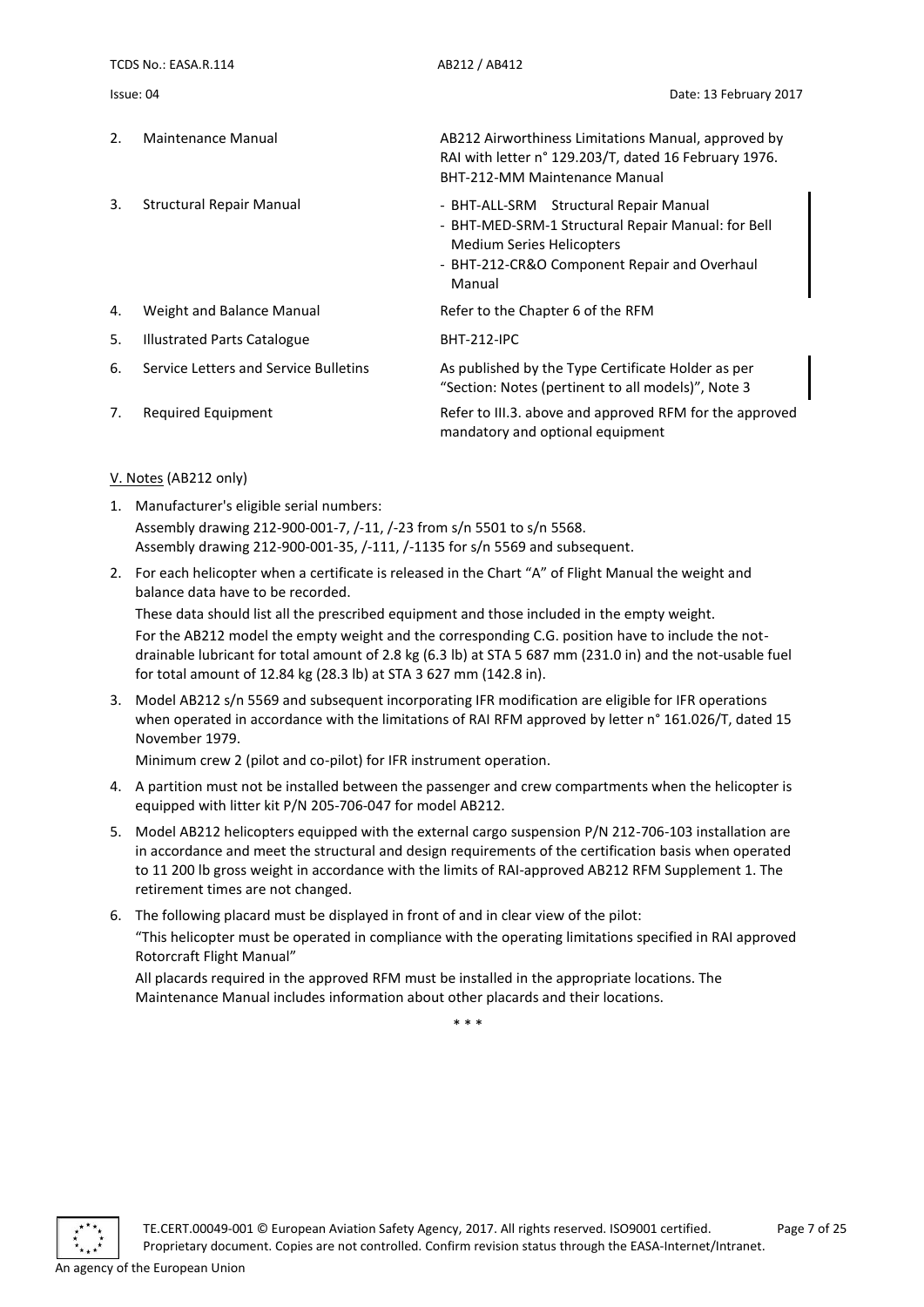| | | |
|---|---|---|
| 2. | Maintenance Manual | AB212 Airworthiness Limitations Manual, approved by RAI with letter n° 129.203/T, dated 16 February 1976.<br>BHT-212-MM Maintenance Manual |
| 3. | Structural Repair Manual | - BHT-ALL-SRM Structural Repair Manual<br>- BHT-MED-SRM-1 Structural Repair Manual: for Bell Medium Series Helicopters<br>- BHT-212-CR&O Component Repair and Overhaul Manual |
| 4. | Weight and Balance Manual | Refer to the Chapter 6 of the RFM |
| 5. | Illustrated Parts Catalogue | BHT-212-IPC |
| 6. | Service Letters and Service Bulletins | As published by the Type Certificate Holder as per "Section: Notes (pertinent to all models)", Note 3 |
| 7. | Required Equipment | Refer to III.3. above and approved RFM for the approved mandatory and optional equipment |

V. Notes (AB212 only)

1. Manufacturer's eligible serial numbers:
   Assembly drawing 212-900-001-7, /-11, /-23 from s/n 5501 to s/n 5568.
   Assembly drawing 212-900-001-35, /-111, /-1135 for s/n 5569 and subsequent.
2. For each helicopter when a certificate is released in the Chart "A" of Flight Manual the weight and balance data have to be recorded.
   These data should list all the prescribed equipment and those included in the empty weight.
   For the AB212 model the empty weight and the corresponding C.G. position have to include the not-drainable lubricant for total amount of 2.8 kg (6.3 lb) at STA 5 687 mm (231.0 in) and the not-usable fuel for total amount of 12.84 kg (28.3 lb) at STA 3 627 mm (142.8 in).
3. Model AB212 s/n 5569 and subsequent incorporating IFR modification are eligible for IFR operations when operated in accordance with the limitations of RAI RFM approved by letter n° 161.026/T, dated 15 November 1979.
   Minimum crew 2 (pilot and co-pilot) for IFR instrument operation.
4. A partition must not be installed between the passenger and crew compartments when the helicopter is equipped with litter kit P/N 205-706-047 for model AB212.
5. Model AB212 helicopters equipped with the external cargo suspension P/N 212-706-103 installation are in accordance and meet the structural and design requirements of the certification basis when operated to 11 200 lb gross weight in accordance with the limits of RAI-approved AB212 RFM Supplement 1. The retirement times are not changed.
6. The following placard must be displayed in front of and in clear view of the pilot:
   "This helicopter must be operated in compliance with the operating limitations specified in RAI approved Rotorcraft Flight Manual"
   All placards required in the approved RFM must be installed in the appropriate locations. The Maintenance Manual includes information about other placards and their locations.

\* \* \*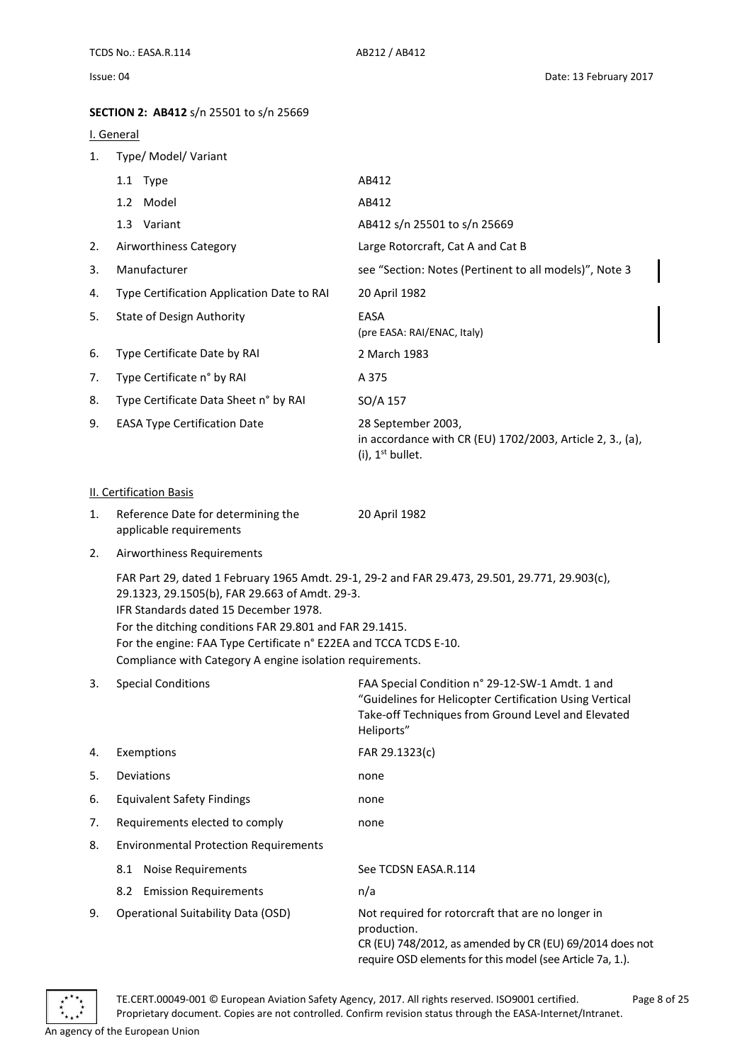## SECTION 2: AB412 s/n 25501 to s/n 25669

### I. General

1. Type/ Model/ Variant
   - 1.1 Type — AB412
   - 1.2 Model — AB412
   - 1.3 Variant — AB412 s/n 25501 to s/n 25669
2. Airworthiness Category — Large Rotorcraft, Cat A and Cat B
3. Manufacturer — see "Section: Notes (Pertinent to all models)", Note 3
4. Type Certification Application Date to RAI — 20 April 1982
5. State of Design Authority — EASA (pre EASA: RAI/ENAC, Italy)
6. Type Certificate Date by RAI — 2 March 1983
7. Type Certificate n° by RAI — A 375
8. Type Certificate Data Sheet n° by RAI — SO/A 157
9. EASA Type Certification Date — 28 September 2003, in accordance with CR (EU) 1702/2003, Article 2, 3., (a), (i), 1st bullet.

### II. Certification Basis

1. Reference Date for determining the applicable requirements — 20 April 1982
2. Airworthiness Requirements

   FAR Part 29, dated 1 February 1965 Amdt. 29-1, 29-2 and FAR 29.473, 29.501, 29.771, 29.903(c), 29.1323, 29.1505(b), FAR 29.663 of Amdt. 29-3.
   IFR Standards dated 15 December 1978.
   For the ditching conditions FAR 29.801 and FAR 29.1415.
   For the engine: FAA Type Certificate n° E22EA and TCCA TCDS E-10.
   Compliance with Category A engine isolation requirements.

3. Special Conditions — FAA Special Condition n° 29-12-SW-1 Amdt. 1 and "Guidelines for Helicopter Certification Using Vertical Take-off Techniques from Ground Level and Elevated Heliports"
4. Exemptions — FAR 29.1323(c)
5. Deviations — none
6. Equivalent Safety Findings — none
7. Requirements elected to comply — none
8. Environmental Protection Requirements
   - 8.1 Noise Requirements — See TCDSN EASA.R.114
   - 8.2 Emission Requirements — n/a
9. Operational Suitability Data (OSD) — Not required for rotorcraft that are no longer in production. CR (EU) 748/2012, as amended by CR (EU) 69/2014 does not require OSD elements for this model (see Article 7a, 1.).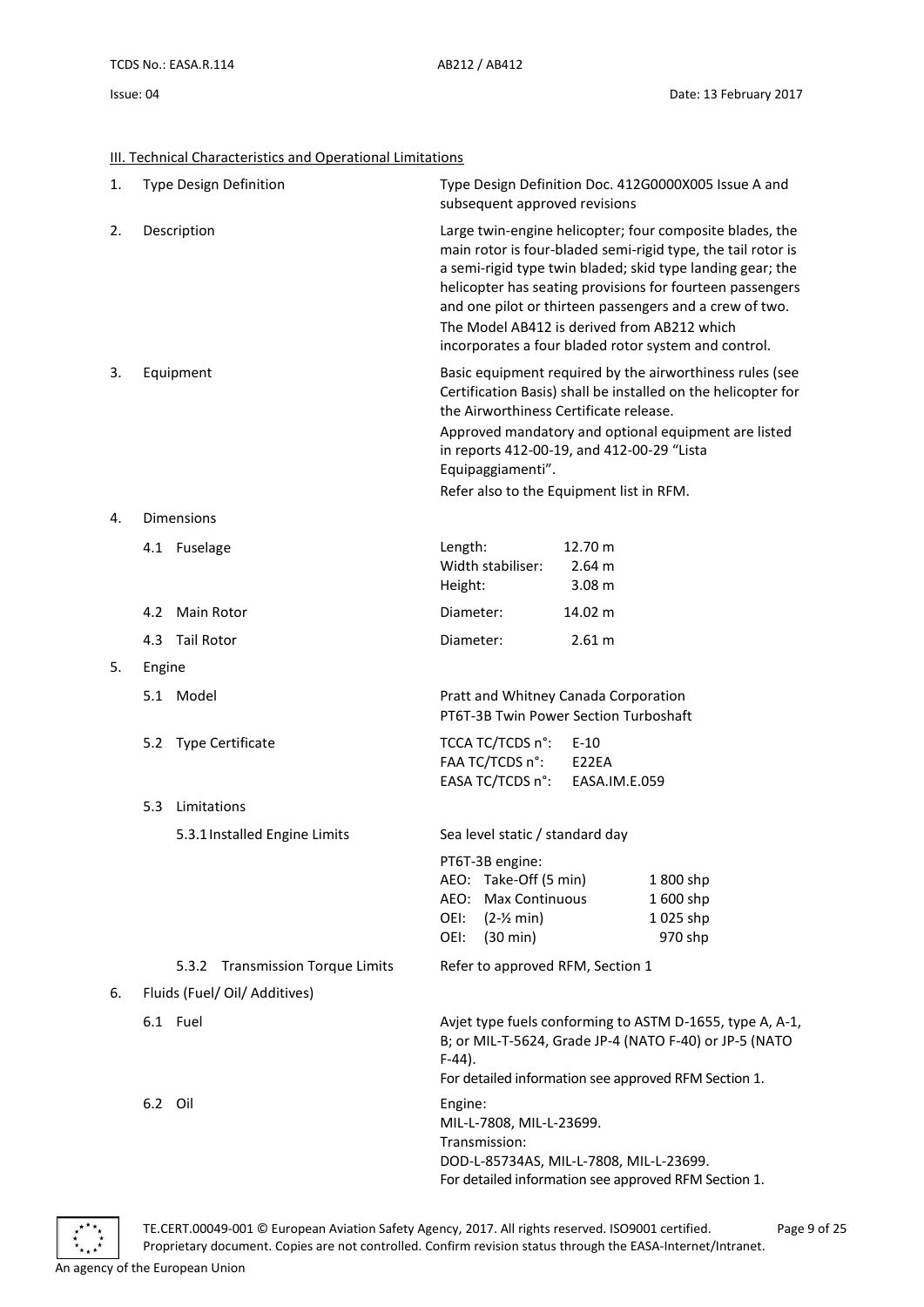III. Technical Characteristics and Operational Limitations

1. Type Design Definition — Type Design Definition Doc. 412G0000X005 Issue A and subsequent approved revisions

2. Description — Large twin-engine helicopter; four composite blades, the main rotor is four-bladed semi-rigid type, the tail rotor is a semi-rigid type twin bladed; skid type landing gear; the helicopter has seating provisions for fourteen passengers and one pilot or thirteen passengers and a crew of two. The Model AB412 is derived from AB212 which incorporates a four bladed rotor system and control.

3. Equipment — Basic equipment required by the airworthiness rules (see Certification Basis) shall be installed on the helicopter for the Airworthiness Certificate release.
   Approved mandatory and optional equipment are listed in reports 412-00-19, and 412-00-29 "Lista Equipaggiamenti".
   Refer also to the Equipment list in RFM.

4. Dimensions

   4.1 Fuselage
   - Length: 12.70 m
   - Width stabiliser: 2.64 m
   - Height: 3.08 m

   4.2 Main Rotor — Diameter: 14.02 m

   4.3 Tail Rotor — Diameter: 2.61 m

5. Engine

   5.1 Model — Pratt and Whitney Canada Corporation PT6T-3B Twin Power Section Turboshaft

   5.2 Type Certificate
   - TCCA TC/TCDS n°: E-10
   - FAA TC/TCDS n°: E22EA
   - EASA TC/TCDS n°: EASA.IM.E.059

   5.3 Limitations

   5.3.1 Installed Engine Limits — Sea level static / standard day

   PT6T-3B engine:

   | | | |
   |---|---|---|
   | AEO: | Take-Off (5 min) | 1 800 shp |
   | AEO: | Max Continuous | 1 600 shp |
   | OEI: | (2-½ min) | 1 025 shp |
   | OEI: | (30 min) | 970 shp |

   5.3.2 Transmission Torque Limits — Refer to approved RFM, Section 1

6. Fluids (Fuel/ Oil/ Additives)

   6.1 Fuel — Avjet type fuels conforming to ASTM D-1655, type A, A-1, B; or MIL-T-5624, Grade JP-4 (NATO F-40) or JP-5 (NATO F-44).
   For detailed information see approved RFM Section 1.

   6.2 Oil — Engine:
   MIL-L-7808, MIL-L-23699.
   Transmission:
   DOD-L-85734AS, MIL-L-7808, MIL-L-23699.
   For detailed information see approved RFM Section 1.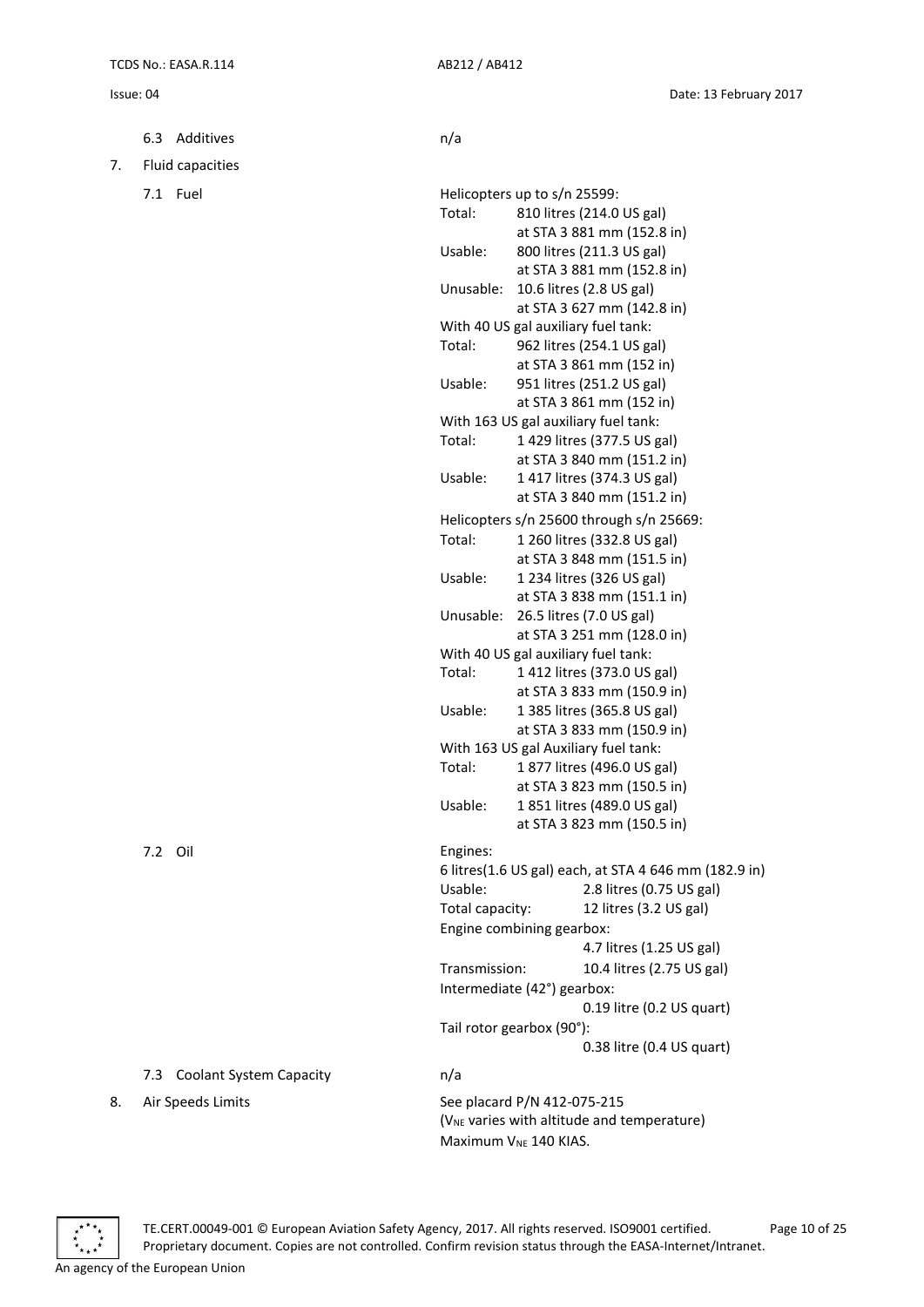6.3 Additives | n/a

7. Fluid capacities

7.1 Fuel

Helicopters up to s/n 25599:

| | |
|---|---|
| Total: | 810 litres (214.0 US gal) at STA 3 881 mm (152.8 in) |
| Usable: | 800 litres (211.3 US gal) at STA 3 881 mm (152.8 in) |
| Unusable: | 10.6 litres (2.8 US gal) at STA 3 627 mm (142.8 in) |

With 40 US gal auxiliary fuel tank:

| | |
|---|---|
| Total: | 962 litres (254.1 US gal) at STA 3 861 mm (152 in) |
| Usable: | 951 litres (251.2 US gal) at STA 3 861 mm (152 in) |

With 163 US gal auxiliary fuel tank:

| | |
|---|---|
| Total: | 1 429 litres (377.5 US gal) at STA 3 840 mm (151.2 in) |
| Usable: | 1 417 litres (374.3 US gal) at STA 3 840 mm (151.2 in) |

Helicopters s/n 25600 through s/n 25669:

| | |
|---|---|
| Total: | 1 260 litres (332.8 US gal) at STA 3 848 mm (151.5 in) |
| Usable: | 1 234 litres (326 US gal) at STA 3 838 mm (151.1 in) |
| Unusable: | 26.5 litres (7.0 US gal) at STA 3 251 mm (128.0 in) |

With 40 US gal auxiliary fuel tank:

| | |
|---|---|
| Total: | 1 412 litres (373.0 US gal) at STA 3 833 mm (150.9 in) |
| Usable: | 1 385 litres (365.8 US gal) at STA 3 833 mm (150.9 in) |

With 163 US gal Auxiliary fuel tank:

| | |
|---|---|
| Total: | 1 877 litres (496.0 US gal) at STA 3 823 mm (150.5 in) |
| Usable: | 1 851 litres (489.0 US gal) at STA 3 823 mm (150.5 in) |

7.2 Oil

Engines:
6 litres(1.6 US gal) each, at STA 4 646 mm (182.9 in)

| | |
|---|---|
| Usable: | 2.8 litres (0.75 US gal) |
| Total capacity: | 12 litres (3.2 US gal) |
| Engine combining gearbox: | 4.7 litres (1.25 US gal) |
| Transmission: | 10.4 litres (2.75 US gal) |
| Intermediate (42°) gearbox: | 0.19 litre (0.2 US quart) |
| Tail rotor gearbox (90°): | 0.38 litre (0.4 US quart) |

7.3 Coolant System Capacity | n/a

8. Air Speeds Limits

See placard P/N 412-075-215
($V_{NE}$ varies with altitude and temperature)
Maximum $V_{NE}$ 140 KIAS.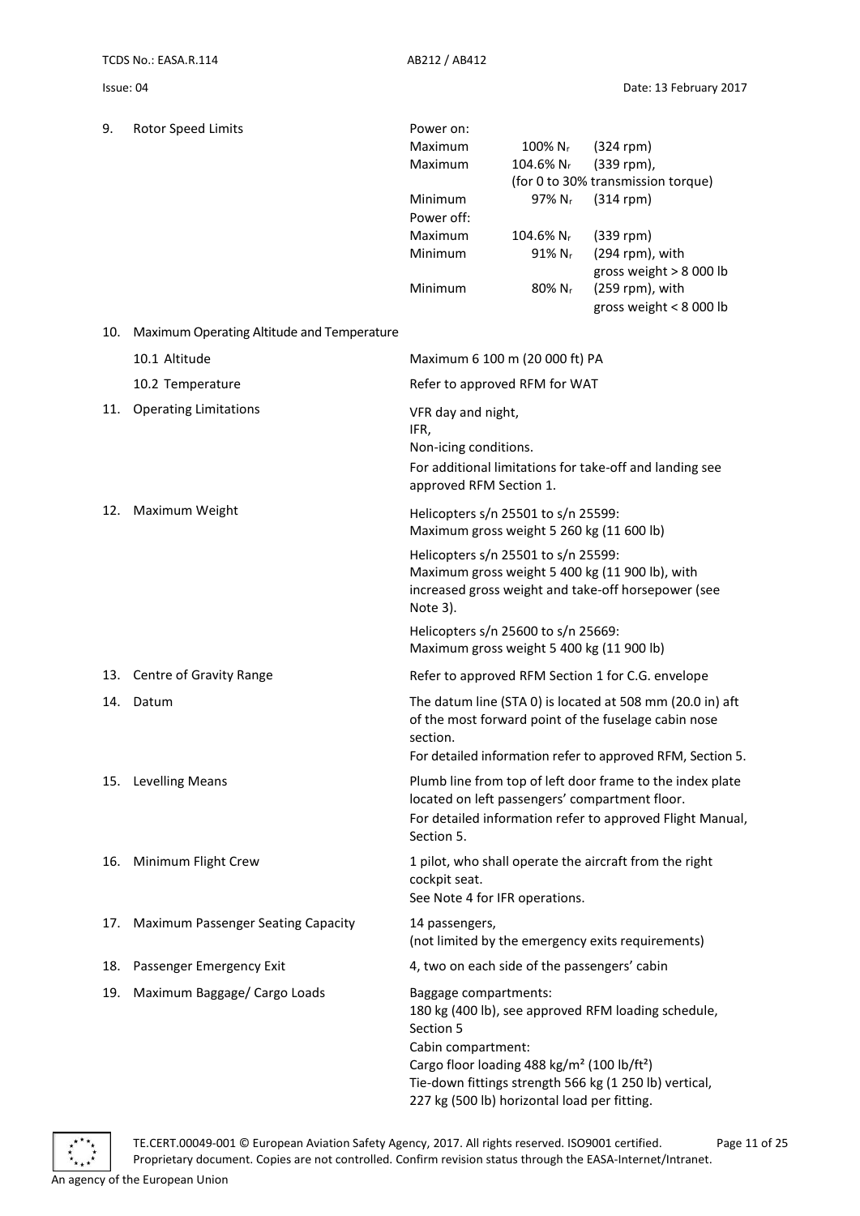| | | |
|---|---|---|
| 9. | Rotor Speed Limits | Power on:<br>Maximum 100% $N_r$ (324 rpm)<br>Maximum 104.6% $N_r$ (339 rpm), (for 0 to 30% transmission torque)<br>Minimum 97% $N_r$ (314 rpm)<br>Power off:<br>Maximum 104.6% $N_r$ (339 rpm)<br>Minimum 91% $N_r$ (294 rpm), with gross weight > 8 000 lb<br>Minimum 80% $N_r$ (259 rpm), with gross weight < 8 000 lb |
| 10. | Maximum Operating Altitude and Temperature | |
| | 10.1 Altitude | Maximum 6 100 m (20 000 ft) PA |
| | 10.2 Temperature | Refer to approved RFM for WAT |
| 11. | Operating Limitations | VFR day and night,<br>IFR,<br>Non-icing conditions.<br>For additional limitations for take-off and landing see approved RFM Section 1. |
| 12. | Maximum Weight | Helicopters s/n 25501 to s/n 25599:<br>Maximum gross weight 5 260 kg (11 600 lb)<br><br>Helicopters s/n 25501 to s/n 25599:<br>Maximum gross weight 5 400 kg (11 900 lb), with increased gross weight and take-off horsepower (see Note 3).<br><br>Helicopters s/n 25600 to s/n 25669:<br>Maximum gross weight 5 400 kg (11 900 lb) |
| 13. | Centre of Gravity Range | Refer to approved RFM Section 1 for C.G. envelope |
| 14. | Datum | The datum line (STA 0) is located at 508 mm (20.0 in) aft of the most forward point of the fuselage cabin nose section.<br>For detailed information refer to approved RFM, Section 5. |
| 15. | Levelling Means | Plumb line from top of left door frame to the index plate located on left passengers' compartment floor.<br>For detailed information refer to approved Flight Manual, Section 5. |
| 16. | Minimum Flight Crew | 1 pilot, who shall operate the aircraft from the right cockpit seat.<br>See Note 4 for IFR operations. |
| 17. | Maximum Passenger Seating Capacity | 14 passengers,<br>(not limited by the emergency exits requirements) |
| 18. | Passenger Emergency Exit | 4, two on each side of the passengers' cabin |
| 19. | Maximum Baggage/ Cargo Loads | Baggage compartments:<br>180 kg (400 lb), see approved RFM loading schedule, Section 5<br>Cabin compartment:<br>Cargo floor loading 488 kg/m² (100 lb/ft²)<br>Tie-down fittings strength 566 kg (1 250 lb) vertical, 227 kg (500 lb) horizontal load per fitting. |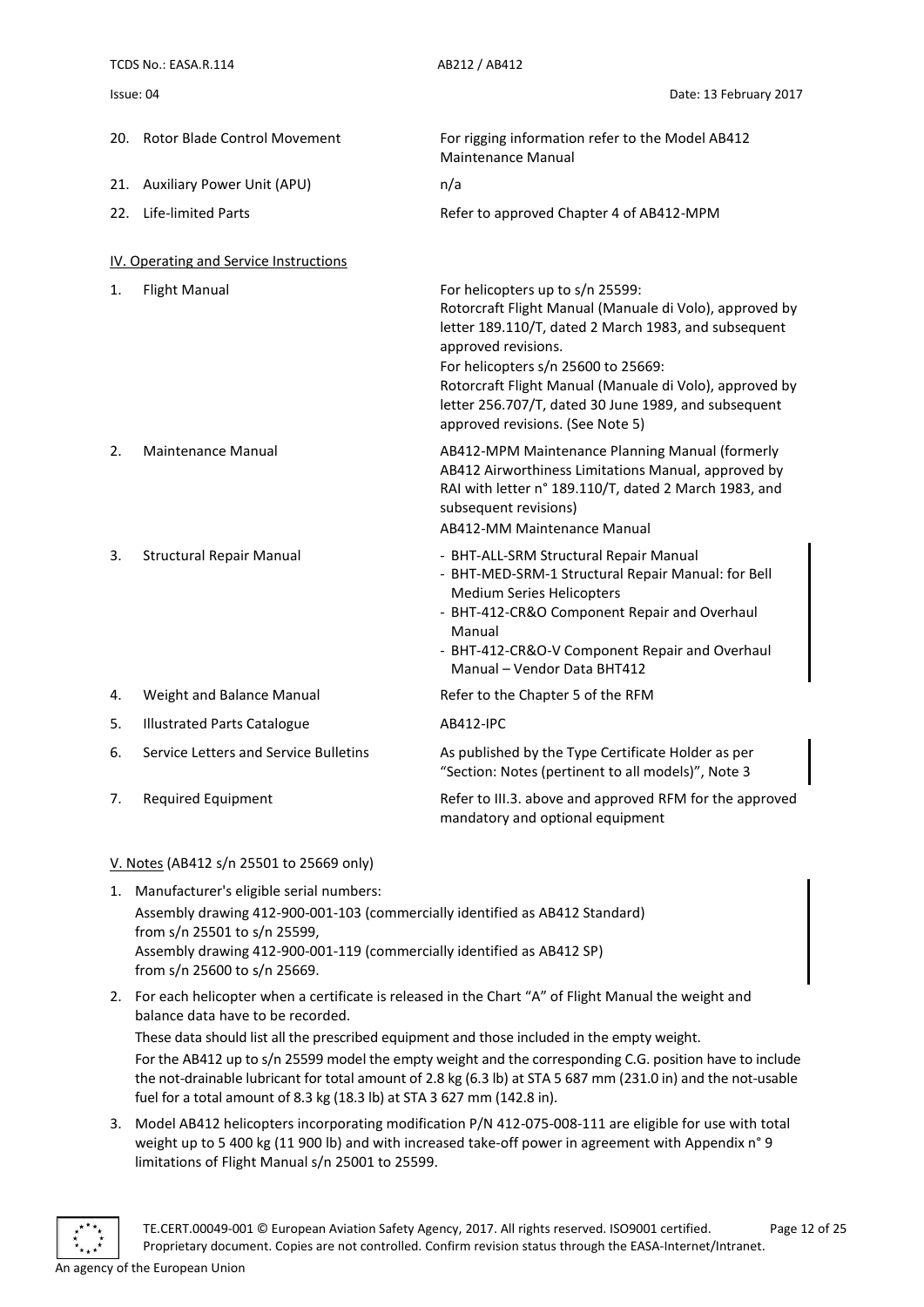20. Rotor Blade Control Movement — For rigging information refer to the Model AB412 Maintenance Manual

21. Auxiliary Power Unit (APU) — n/a

22. Life-limited Parts — Refer to approved Chapter 4 of AB412-MPM

## IV. Operating and Service Instructions

| | | |
|---|---|---|
| 1. | Flight Manual | For helicopters up to s/n 25599:<br>Rotorcraft Flight Manual (Manuale di Volo), approved by letter 189.110/T, dated 2 March 1983, and subsequent approved revisions.<br>For helicopters s/n 25600 to 25669:<br>Rotorcraft Flight Manual (Manuale di Volo), approved by letter 256.707/T, dated 30 June 1989, and subsequent approved revisions. (See Note 5) |
| 2. | Maintenance Manual | AB412-MPM Maintenance Planning Manual (formerly AB412 Airworthiness Limitations Manual, approved by RAI with letter n° 189.110/T, dated 2 March 1983, and subsequent revisions)<br>AB412-MM Maintenance Manual |
| 3. | Structural Repair Manual | - BHT-ALL-SRM Structural Repair Manual<br>- BHT-MED-SRM-1 Structural Repair Manual: for Bell Medium Series Helicopters<br>- BHT-412-CR&O Component Repair and Overhaul Manual<br>- BHT-412-CR&O-V Component Repair and Overhaul Manual – Vendor Data BHT412 |
| 4. | Weight and Balance Manual | Refer to the Chapter 5 of the RFM |
| 5. | Illustrated Parts Catalogue | AB412-IPC |
| 6. | Service Letters and Service Bulletins | As published by the Type Certificate Holder as per "Section: Notes (pertinent to all models)", Note 3 |
| 7. | Required Equipment | Refer to III.3. above and approved RFM for the approved mandatory and optional equipment |

## V. Notes (AB412 s/n 25501 to 25669 only)

1. Manufacturer's eligible serial numbers:
   Assembly drawing 412-900-001-103 (commercially identified as AB412 Standard) from s/n 25501 to s/n 25599,
   Assembly drawing 412-900-001-119 (commercially identified as AB412 SP) from s/n 25600 to s/n 25669.

2. For each helicopter when a certificate is released in the Chart "A" of Flight Manual the weight and balance data have to be recorded.
   These data should list all the prescribed equipment and those included in the empty weight.
   For the AB412 up to s/n 25599 model the empty weight and the corresponding C.G. position have to include the not-drainable lubricant for total amount of 2.8 kg (6.3 lb) at STA 5 687 mm (231.0 in) and the not-usable fuel for a total amount of 8.3 kg (18.3 lb) at STA 3 627 mm (142.8 in).

3. Model AB412 helicopters incorporating modification P/N 412-075-008-111 are eligible for use with total weight up to 5 400 kg (11 900 lb) and with increased take-off power in agreement with Appendix n° 9 limitations of Flight Manual s/n 25001 to 25599.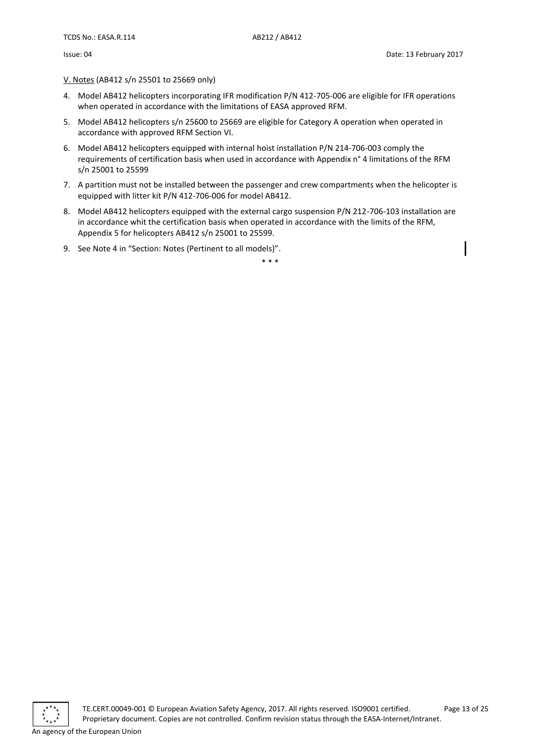V. Notes (AB412 s/n 25501 to 25669 only)

4. Model AB412 helicopters incorporating IFR modification P/N 412-705-006 are eligible for IFR operations when operated in accordance with the limitations of EASA approved RFM.
5. Model AB412 helicopters s/n 25600 to 25669 are eligible for Category A operation when operated in accordance with approved RFM Section VI.
6. Model AB412 helicopters equipped with internal hoist installation P/N 214-706-003 comply the requirements of certification basis when used in accordance with Appendix n° 4 limitations of the RFM s/n 25001 to 25599
7. A partition must not be installed between the passenger and crew compartments when the helicopter is equipped with litter kit P/N 412-706-006 for model AB412.
8. Model AB412 helicopters equipped with the external cargo suspension P/N 212-706-103 installation are in accordance whit the certification basis when operated in accordance with the limits of the RFM, Appendix 5 for helicopters AB412 s/n 25001 to 25599.
9. See Note 4 in “Section: Notes (Pertinent to all models)”.

\* \* \*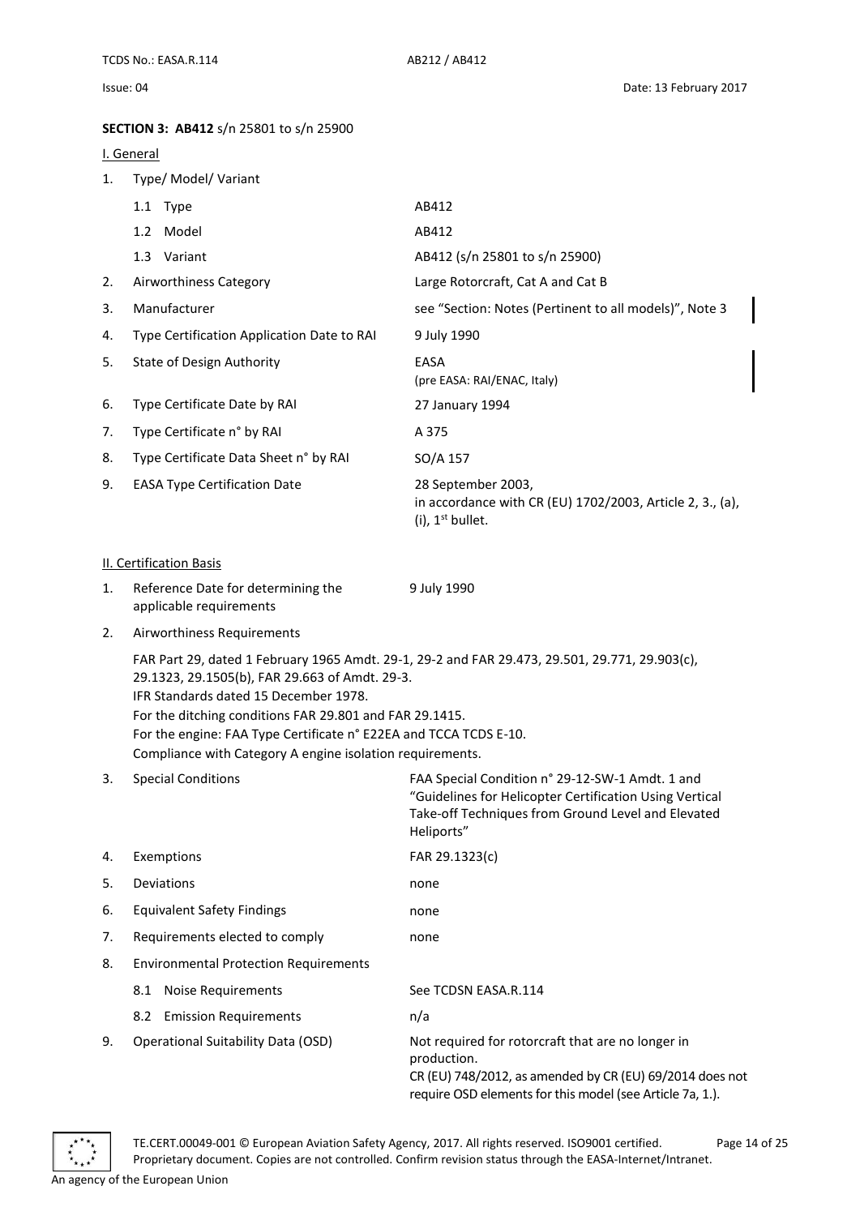**SECTION 3: AB412** s/n 25801 to s/n 25900

I. General

| | | |
|---|---|---|
| 1. | Type/ Model/ Variant | |
| | 1.1 Type | AB412 |
| | 1.2 Model | AB412 |
| | 1.3 Variant | AB412 (s/n 25801 to s/n 25900) |
| 2. | Airworthiness Category | Large Rotorcraft, Cat A and Cat B |
| 3. | Manufacturer | see "Section: Notes (Pertinent to all models)", Note 3 |
| 4. | Type Certification Application Date to RAI | 9 July 1990 |
| 5. | State of Design Authority | EASA<br>(pre EASA: RAI/ENAC, Italy) |
| 6. | Type Certificate Date by RAI | 27 January 1994 |
| 7. | Type Certificate n° by RAI | A 375 |
| 8. | Type Certificate Data Sheet n° by RAI | SO/A 157 |
| 9. | EASA Type Certification Date | 28 September 2003,<br>in accordance with CR (EU) 1702/2003, Article 2, 3., (a), (i), 1st bullet. |

II. Certification Basis

1. Reference Date for determining the applicable requirements — 9 July 1990

2. Airworthiness Requirements

   FAR Part 29, dated 1 February 1965 Amdt. 29-1, 29-2 and FAR 29.473, 29.501, 29.771, 29.903(c), 29.1323, 29.1505(b), FAR 29.663 of Amdt. 29-3.
   IFR Standards dated 15 December 1978.
   For the ditching conditions FAR 29.801 and FAR 29.1415.
   For the engine: FAA Type Certificate n° E22EA and TCCA TCDS E-10.
   Compliance with Category A engine isolation requirements.

| | | |
|---|---|---|
| 3. | Special Conditions | FAA Special Condition n° 29-12-SW-1 Amdt. 1 and "Guidelines for Helicopter Certification Using Vertical Take-off Techniques from Ground Level and Elevated Heliports" |
| 4. | Exemptions | FAR 29.1323(c) |
| 5. | Deviations | none |
| 6. | Equivalent Safety Findings | none |
| 7. | Requirements elected to comply | none |
| 8. | Environmental Protection Requirements | |
| | 8.1 Noise Requirements | See TCDSN EASA.R.114 |
| | 8.2 Emission Requirements | n/a |
| 9. | Operational Suitability Data (OSD) | Not required for rotorcraft that are no longer in production.<br>CR (EU) 748/2012, as amended by CR (EU) 69/2014 does not require OSD elements for this model (see Article 7a, 1.). |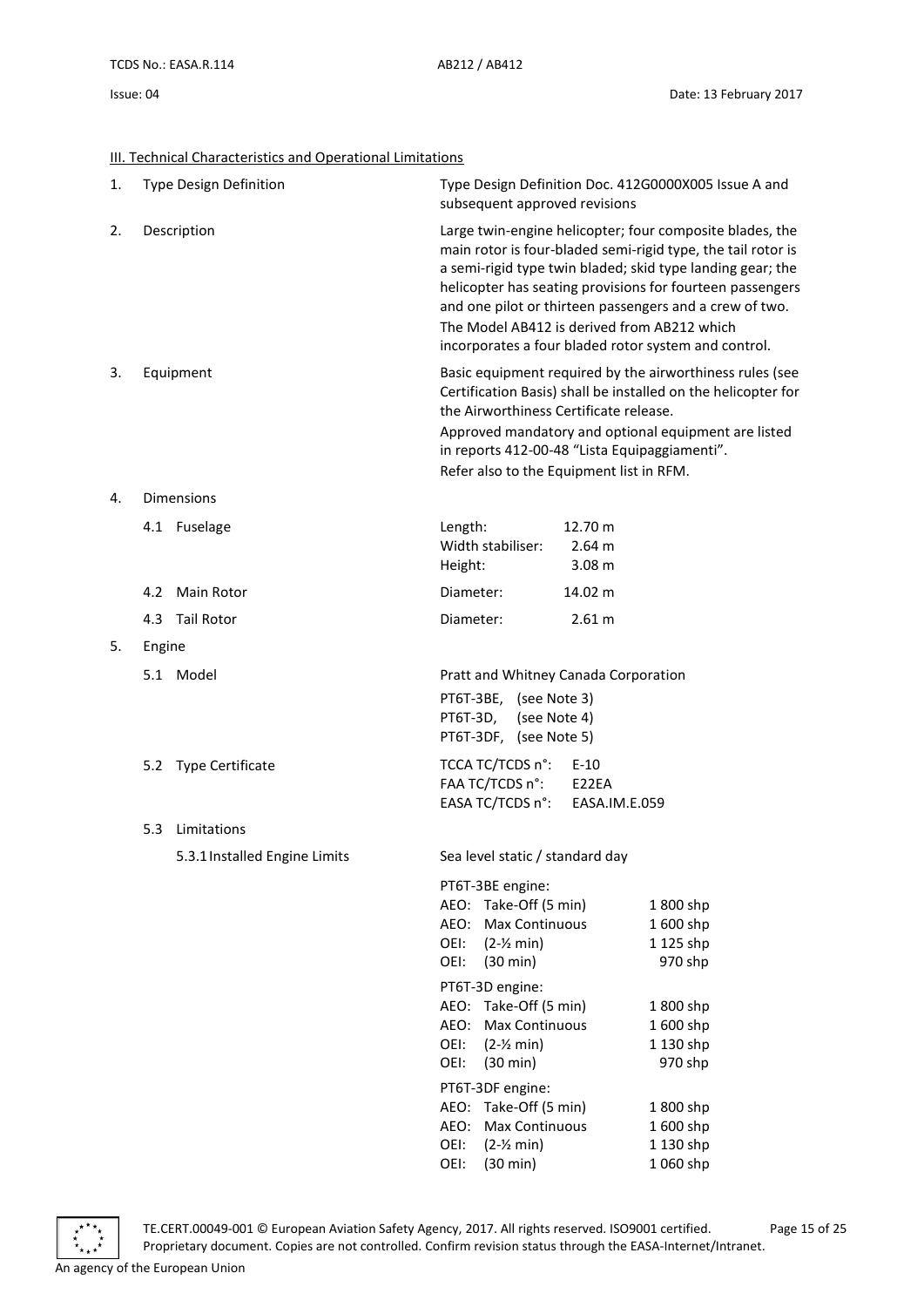III. Technical Characteristics and Operational Limitations

1. Type Design Definition

   Type Design Definition Doc. 412G0000X005 Issue A and subsequent approved revisions

2. Description

   Large twin-engine helicopter; four composite blades, the main rotor is four-bladed semi-rigid type, the tail rotor is a semi-rigid type twin bladed; skid type landing gear; the helicopter has seating provisions for fourteen passengers and one pilot or thirteen passengers and a crew of two. The Model AB412 is derived from AB212 which incorporates a four bladed rotor system and control.

3. Equipment

   Basic equipment required by the airworthiness rules (see Certification Basis) shall be installed on the helicopter for the Airworthiness Certificate release.

   Approved mandatory and optional equipment are listed in reports 412-00-48 "Lista Equipaggiamenti".

   Refer also to the Equipment list in RFM.

4. Dimensions

   4.1 Fuselage

   | | |
   |---|---|
   | Length: | 12.70 m |
   | Width stabiliser: | 2.64 m |
   | Height: | 3.08 m |

   4.2 Main Rotor

   Diameter: 14.02 m

   4.3 Tail Rotor

   Diameter: 2.61 m

5. Engine

   5.1 Model

   Pratt and Whitney Canada Corporation

   PT6T-3BE, (see Note 3)
   PT6T-3D, (see Note 4)
   PT6T-3DF, (see Note 5)

   5.2 Type Certificate

   | | |
   |---|---|
   | TCCA TC/TCDS n°: | E-10 |
   | FAA TC/TCDS n°: | E22EA |
   | EASA TC/TCDS n°: | EASA.IM.E.059 |

   5.3 Limitations

   5.3.1 Installed Engine Limits

   Sea level static / standard day

   PT6T-3BE engine:

   | | |
   |---|---|
   | AEO: Take-Off (5 min) | 1 800 shp |
   | AEO: Max Continuous | 1 600 shp |
   | OEI: (2-½ min) | 1 125 shp |
   | OEI: (30 min) | 970 shp |

   PT6T-3D engine:

   | | |
   |---|---|
   | AEO: Take-Off (5 min) | 1 800 shp |
   | AEO: Max Continuous | 1 600 shp |
   | OEI: (2-½ min) | 1 130 shp |
   | OEI: (30 min) | 970 shp |

   PT6T-3DF engine:

   | | |
   |---|---|
   | AEO: Take-Off (5 min) | 1 800 shp |
   | AEO: Max Continuous | 1 600 shp |
   | OEI: (2-½ min) | 1 130 shp |
   | OEI: (30 min) | 1 060 shp |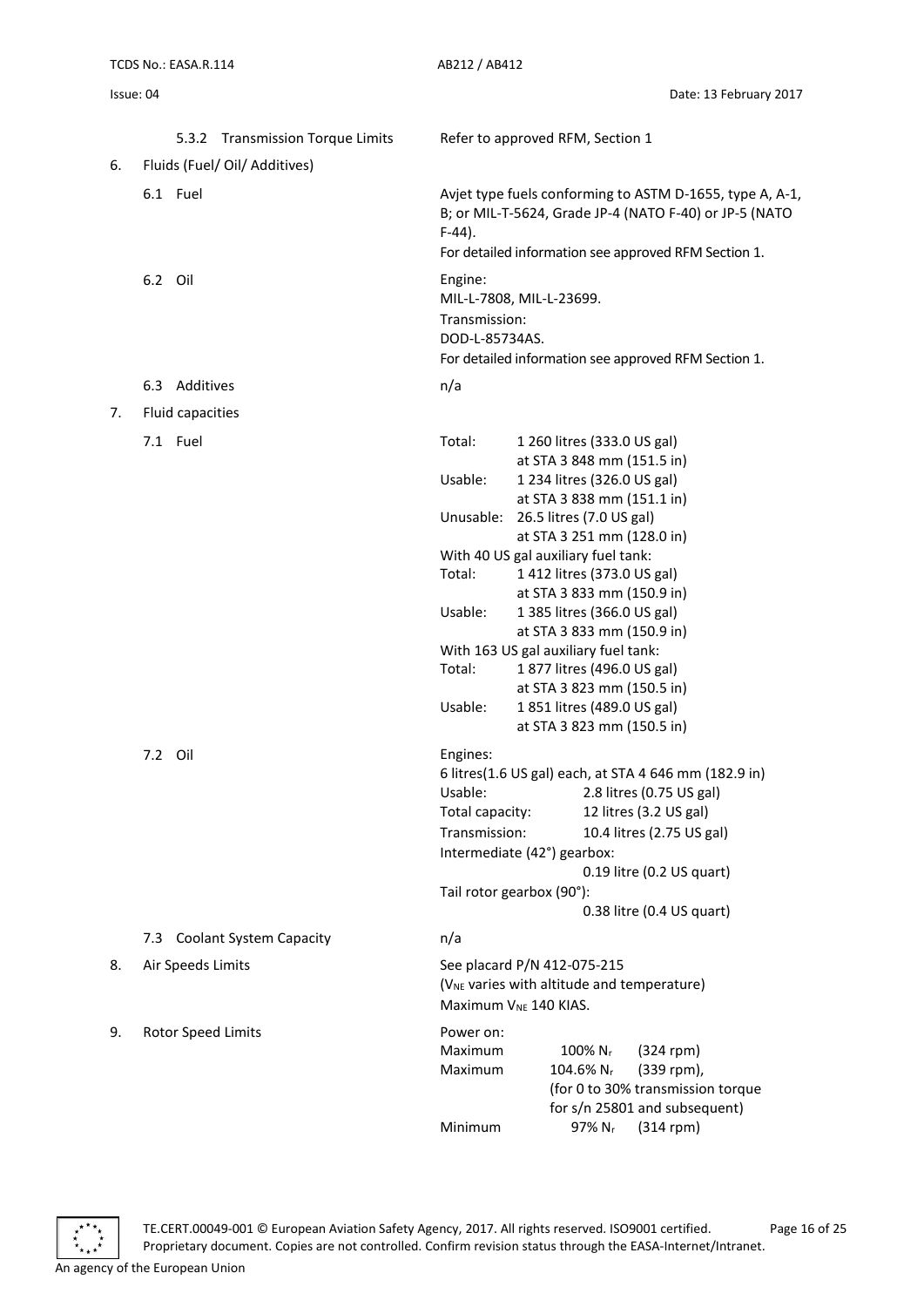5.3.2 Transmission Torque Limits — Refer to approved RFM, Section 1

6. Fluids (Fuel/ Oil/ Additives)

6.1 Fuel

Avjet type fuels conforming to ASTM D-1655, type A, A-1, B; or MIL-T-5624, Grade JP-4 (NATO F-40) or JP-5 (NATO F-44).
For detailed information see approved RFM Section 1.

6.2 Oil

Engine:
MIL-L-7808, MIL-L-23699.
Transmission:
DOD-L-85734AS.
For detailed information see approved RFM Section 1.

6.3 Additives — n/a

7. Fluid capacities

7.1 Fuel

| | |
|---|---|
| Total: | 1 260 litres (333.0 US gal) at STA 3 848 mm (151.5 in) |
| Usable: | 1 234 litres (326.0 US gal) at STA 3 838 mm (151.1 in) |
| Unusable: | 26.5 litres (7.0 US gal) at STA 3 251 mm (128.0 in) |

With 40 US gal auxiliary fuel tank:

| | |
|---|---|
| Total: | 1 412 litres (373.0 US gal) at STA 3 833 mm (150.9 in) |
| Usable: | 1 385 litres (366.0 US gal) at STA 3 833 mm (150.9 in) |

With 163 US gal auxiliary fuel tank:

| | |
|---|---|
| Total: | 1 877 litres (496.0 US gal) at STA 3 823 mm (150.5 in) |
| Usable: | 1 851 litres (489.0 US gal) at STA 3 823 mm (150.5 in) |

7.2 Oil

Engines:
6 litres(1.6 US gal) each, at STA 4 646 mm (182.9 in)

| | |
|---|---|
| Usable: | 2.8 litres (0.75 US gal) |
| Total capacity: | 12 litres (3.2 US gal) |
| Transmission: | 10.4 litres (2.75 US gal) |
| Intermediate (42°) gearbox: | 0.19 litre (0.2 US quart) |
| Tail rotor gearbox (90°): | 0.38 litre (0.4 US quart) |

7.3 Coolant System Capacity — n/a

8. Air Speeds Limits

See placard P/N 412-075-215
($V_{NE}$ varies with altitude and temperature)
Maximum $V_{NE}$ 140 KIAS.

9. Rotor Speed Limits

Power on:

| | | |
|---|---|---|
| Maximum | 100% $N_r$ | (324 rpm) |
| Maximum | 104.6% $N_r$ | (339 rpm), (for 0 to 30% transmission torque for s/n 25801 and subsequent) |
| Minimum | 97% $N_r$ | (314 rpm) |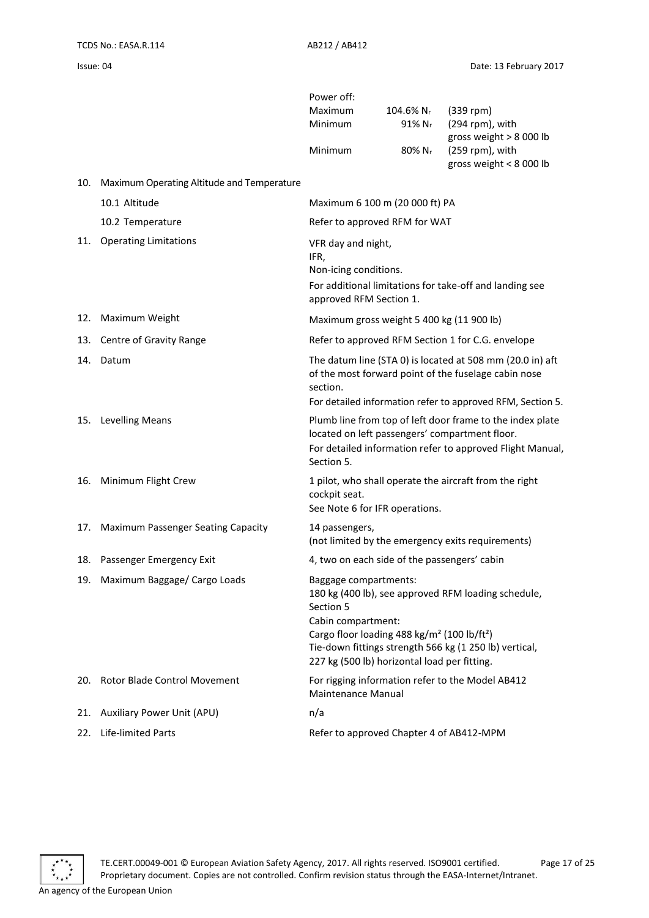| | | |
|---|---|---|
| | | Power off: |
| | | Maximum 104.6% $N_r$ (339 rpm) |
| | | Minimum 91% $N_r$ (294 rpm), with gross weight > 8 000 lb |
| | | Minimum 80% $N_r$ (259 rpm), with gross weight < 8 000 lb |
| 10. | Maximum Operating Altitude and Temperature | |
| | 10.1 Altitude | Maximum 6 100 m (20 000 ft) PA |
| | 10.2 Temperature | Refer to approved RFM for WAT |
| 11. | Operating Limitations | VFR day and night,<br>IFR,<br>Non-icing conditions.<br>For additional limitations for take-off and landing see approved RFM Section 1. |
| 12. | Maximum Weight | Maximum gross weight 5 400 kg (11 900 lb) |
| 13. | Centre of Gravity Range | Refer to approved RFM Section 1 for C.G. envelope |
| 14. | Datum | The datum line (STA 0) is located at 508 mm (20.0 in) aft of the most forward point of the fuselage cabin nose section.<br>For detailed information refer to approved RFM, Section 5. |
| 15. | Levelling Means | Plumb line from top of left door frame to the index plate located on left passengers' compartment floor.<br>For detailed information refer to approved Flight Manual, Section 5. |
| 16. | Minimum Flight Crew | 1 pilot, who shall operate the aircraft from the right cockpit seat.<br>See Note 6 for IFR operations. |
| 17. | Maximum Passenger Seating Capacity | 14 passengers,<br>(not limited by the emergency exits requirements) |
| 18. | Passenger Emergency Exit | 4, two on each side of the passengers' cabin |
| 19. | Maximum Baggage/ Cargo Loads | Baggage compartments:<br>180 kg (400 lb), see approved RFM loading schedule, Section 5<br>Cabin compartment:<br>Cargo floor loading 488 kg/m² (100 lb/ft²)<br>Tie-down fittings strength 566 kg (1 250 lb) vertical, 227 kg (500 lb) horizontal load per fitting. |
| 20. | Rotor Blade Control Movement | For rigging information refer to the Model AB412 Maintenance Manual |
| 21. | Auxiliary Power Unit (APU) | n/a |
| 22. | Life-limited Parts | Refer to approved Chapter 4 of AB412-MPM |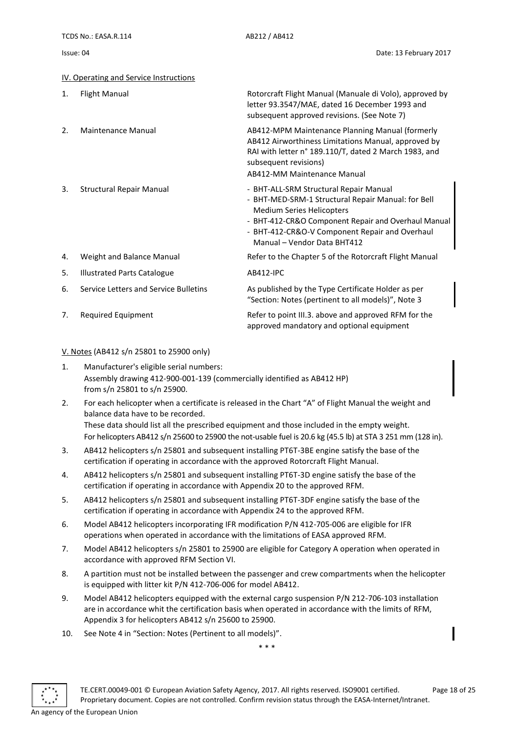## IV. Operating and Service Instructions

| | | |
|---|---|---|
| 1. | Flight Manual | Rotorcraft Flight Manual (Manuale di Volo), approved by letter 93.3547/MAE, dated 16 December 1993 and subsequent approved revisions. (See Note 7) |
| 2. | Maintenance Manual | AB412-MPM Maintenance Planning Manual (formerly AB412 Airworthiness Limitations Manual, approved by RAI with letter n° 189.110/T, dated 2 March 1983, and subsequent revisions)<br>AB412-MM Maintenance Manual |
| 3. | Structural Repair Manual | - BHT-ALL-SRM Structural Repair Manual<br>- BHT-MED-SRM-1 Structural Repair Manual: for Bell Medium Series Helicopters<br>- BHT-412-CR&O Component Repair and Overhaul Manual<br>- BHT-412-CR&O-V Component Repair and Overhaul Manual – Vendor Data BHT412 |
| 4. | Weight and Balance Manual | Refer to the Chapter 5 of the Rotorcraft Flight Manual |
| 5. | Illustrated Parts Catalogue | AB412-IPC |
| 6. | Service Letters and Service Bulletins | As published by the Type Certificate Holder as per "Section: Notes (pertinent to all models)", Note 3 |
| 7. | Required Equipment | Refer to point III.3. above and approved RFM for the approved mandatory and optional equipment |

## V. Notes (AB412 s/n 25801 to 25900 only)

1. Manufacturer's eligible serial numbers:
   Assembly drawing 412-900-001-139 (commercially identified as AB412 HP) from s/n 25801 to s/n 25900.
2. For each helicopter when a certificate is released in the Chart "A" of Flight Manual the weight and balance data have to be recorded.
   These data should list all the prescribed equipment and those included in the empty weight.
   For helicopters AB412 s/n 25600 to 25900 the not-usable fuel is 20.6 kg (45.5 lb) at STA 3 251 mm (128 in).
3. AB412 helicopters s/n 25801 and subsequent installing PT6T-3BE engine satisfy the base of the certification if operating in accordance with the approved Rotorcraft Flight Manual.
4. AB412 helicopters s/n 25801 and subsequent installing PT6T-3D engine satisfy the base of the certification if operating in accordance with Appendix 20 to the approved RFM.
5. AB412 helicopters s/n 25801 and subsequent installing PT6T-3DF engine satisfy the base of the certification if operating in accordance with Appendix 24 to the approved RFM.
6. Model AB412 helicopters incorporating IFR modification P/N 412-705-006 are eligible for IFR operations when operated in accordance with the limitations of EASA approved RFM.
7. Model AB412 helicopters s/n 25801 to 25900 are eligible for Category A operation when operated in accordance with approved RFM Section VI.
8. A partition must not be installed between the passenger and crew compartments when the helicopter is equipped with litter kit P/N 412-706-006 for model AB412.
9. Model AB412 helicopters equipped with the external cargo suspension P/N 212-706-103 installation are in accordance whit the certification basis when operated in accordance with the limits of RFM, Appendix 3 for helicopters AB412 s/n 25600 to 25900.
10. See Note 4 in "Section: Notes (Pertinent to all models)".

\* \* \*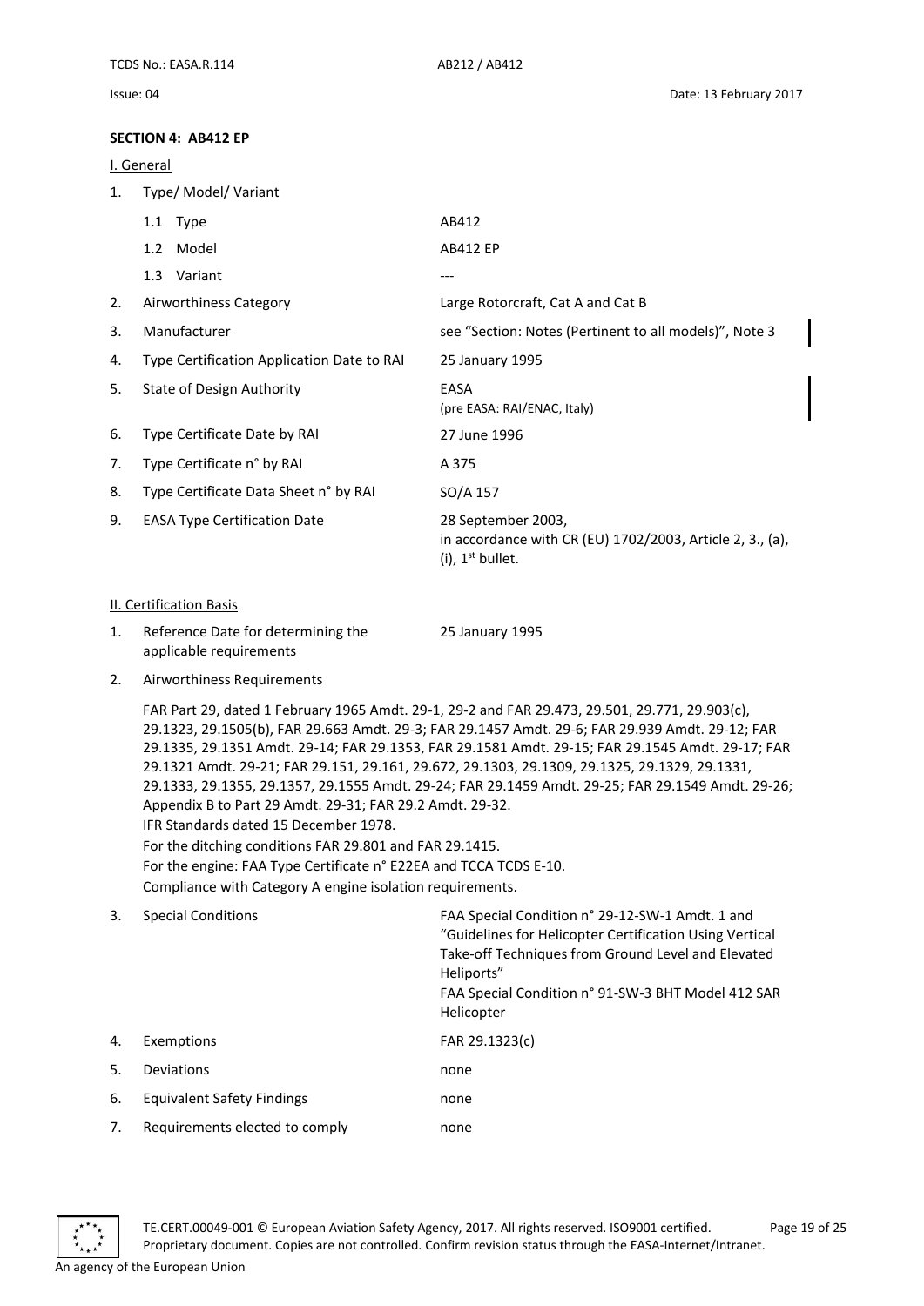## SECTION 4: AB412 EP

### I. General

| | | |
|---|---|---|
| 1. | Type/ Model/ Variant | |
| | 1.1 Type | AB412 |
| | 1.2 Model | AB412 EP |
| | 1.3 Variant | --- |
| 2. | Airworthiness Category | Large Rotorcraft, Cat A and Cat B |
| 3. | Manufacturer | see "Section: Notes (Pertinent to all models)", Note 3 |
| 4. | Type Certification Application Date to RAI | 25 January 1995 |
| 5. | State of Design Authority | EASA (pre EASA: RAI/ENAC, Italy) |
| 6. | Type Certificate Date by RAI | 27 June 1996 |
| 7. | Type Certificate n° by RAI | A 375 |
| 8. | Type Certificate Data Sheet n° by RAI | SO/A 157 |
| 9. | EASA Type Certification Date | 28 September 2003, in accordance with CR (EU) 1702/2003, Article 2, 3., (a), (i), 1st bullet. |

### II. Certification Basis

1. Reference Date for determining the applicable requirements — 25 January 1995

2. Airworthiness Requirements

   FAR Part 29, dated 1 February 1965 Amdt. 29-1, 29-2 and FAR 29.473, 29.501, 29.771, 29.903(c), 29.1323, 29.1505(b), FAR 29.663 Amdt. 29-3; FAR 29.1457 Amdt. 29-6; FAR 29.939 Amdt. 29-12; FAR 29.1335, 29.1351 Amdt. 29-14; FAR 29.1353, FAR 29.1581 Amdt. 29-15; FAR 29.1545 Amdt. 29-17; FAR 29.1321 Amdt. 29-21; FAR 29.151, 29.161, 29.672, 29.1303, 29.1309, 29.1325, 29.1329, 29.1331, 29.1333, 29.1355, 29.1357, 29.1555 Amdt. 29-24; FAR 29.1459 Amdt. 29-25; FAR 29.1549 Amdt. 29-26; Appendix B to Part 29 Amdt. 29-31; FAR 29.2 Amdt. 29-32.
   IFR Standards dated 15 December 1978.
   For the ditching conditions FAR 29.801 and FAR 29.1415.
   For the engine: FAA Type Certificate n° E22EA and TCCA TCDS E-10.
   Compliance with Category A engine isolation requirements.

| | | |
|---|---|---|
| 3. | Special Conditions | FAA Special Condition n° 29-12-SW-1 Amdt. 1 and "Guidelines for Helicopter Certification Using Vertical Take-off Techniques from Ground Level and Elevated Heliports" FAA Special Condition n° 91-SW-3 BHT Model 412 SAR Helicopter |
| 4. | Exemptions | FAR 29.1323(c) |
| 5. | Deviations | none |
| 6. | Equivalent Safety Findings | none |
| 7. | Requirements elected to comply | none |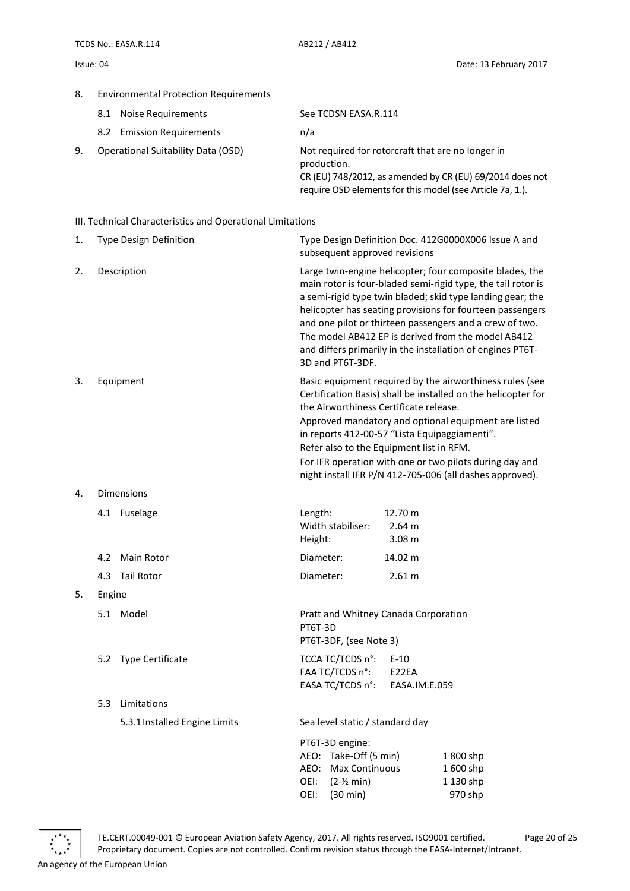8. Environmental Protection Requirements

| | |
|---|---|
| 8.1 Noise Requirements | See TCDSN EASA.R.114 |
| 8.2 Emission Requirements | n/a |

9. Operational Suitability Data (OSD) — Not required for rotorcraft that are no longer in production. CR (EU) 748/2012, as amended by CR (EU) 69/2014 does not require OSD elements for this model (see Article 7a, 1.).

## III. Technical Characteristics and Operational Limitations

1. Type Design Definition — Type Design Definition Doc. 412G0000X006 Issue A and subsequent approved revisions

2. Description — Large twin-engine helicopter; four composite blades, the main rotor is four-bladed semi-rigid type, the tail rotor is a semi-rigid type twin bladed; skid type landing gear; the helicopter has seating provisions for fourteen passengers and one pilot or thirteen passengers and a crew of two. The model AB412 EP is derived from the model AB412 and differs primarily in the installation of engines PT6T-3D and PT6T-3DF.

3. Equipment — Basic equipment required by the airworthiness rules (see Certification Basis) shall be installed on the helicopter for the Airworthiness Certificate release.
Approved mandatory and optional equipment are listed in reports 412-00-57 "Lista Equipaggiamenti".
Refer also to the Equipment list in RFM.
For IFR operation with one or two pilots during day and night install IFR P/N 412-705-006 (all dashes approved).

4. Dimensions

| | | |
|---|---|---|
| 4.1 Fuselage | Length: | 12.70 m |
| | Width stabiliser: | 2.64 m |
| | Height: | 3.08 m |
| 4.2 Main Rotor | Diameter: | 14.02 m |
| 4.3 Tail Rotor | Diameter: | 2.61 m |

5. Engine

5.1 Model — Pratt and Whitney Canada Corporation
PT6T-3D
PT6T-3DF, (see Note 3)

5.2 Type Certificate

| | |
|---|---|
| TCCA TC/TCDS n°: | E-10 |
| FAA TC/TCDS n°: | E22EA |
| EASA TC/TCDS n°: | EASA.IM.E.059 |

5.3 Limitations

5.3.1 Installed Engine Limits — Sea level static / standard day

PT6T-3D engine:

| | | |
|---|---|---|
| AEO: | Take-Off (5 min) | 1 800 shp |
| AEO: | Max Continuous | 1 600 shp |
| OEI: | (2-½ min) | 1 130 shp |
| OEI: | (30 min) | 970 shp |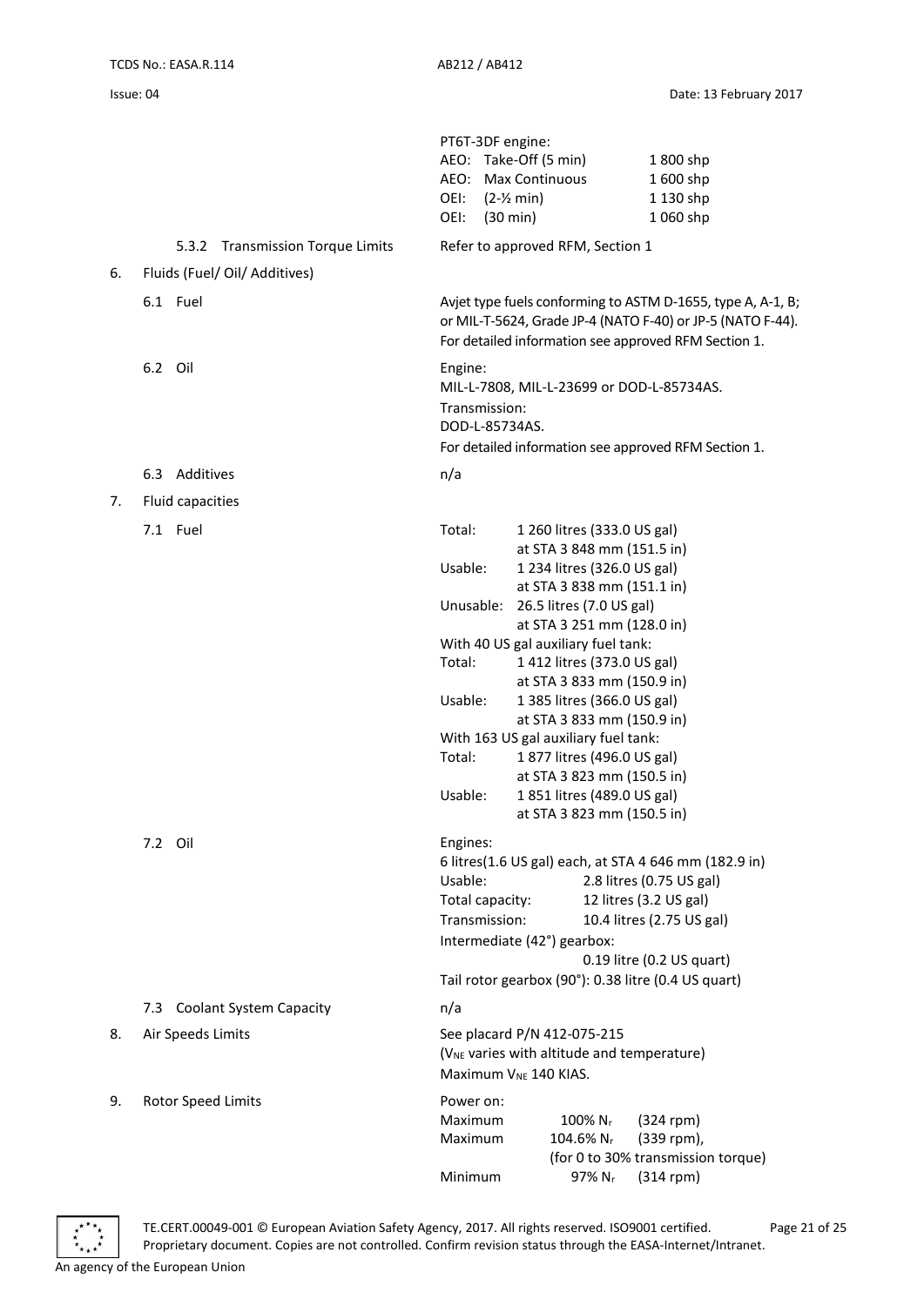PT6T-3DF engine:

| | | |
|---|---|---|
| AEO: | Take-Off (5 min) | 1 800 shp |
| AEO: | Max Continuous | 1 600 shp |
| OEI: | (2-½ min) | 1 130 shp |
| OEI: | (30 min) | 1 060 shp |

5.3.2 Transmission Torque Limits — Refer to approved RFM, Section 1

6. Fluids (Fuel/ Oil/ Additives)

6.1 Fuel

Avjet type fuels conforming to ASTM D-1655, type A, A-1, B; or MIL-T-5624, Grade JP-4 (NATO F-40) or JP-5 (NATO F-44). For detailed information see approved RFM Section 1.

6.2 Oil

Engine:
MIL-L-7808, MIL-L-23699 or DOD-L-85734AS.
Transmission:
DOD-L-85734AS.
For detailed information see approved RFM Section 1.

6.3 Additives — n/a

7. Fluid capacities

7.1 Fuel

| | |
|---|---|
| Total: | 1 260 litres (333.0 US gal) at STA 3 848 mm (151.5 in) |
| Usable: | 1 234 litres (326.0 US gal) at STA 3 838 mm (151.1 in) |
| Unusable: | 26.5 litres (7.0 US gal) at STA 3 251 mm (128.0 in) |

With 40 US gal auxiliary fuel tank:

| | |
|---|---|
| Total: | 1 412 litres (373.0 US gal) at STA 3 833 mm (150.9 in) |
| Usable: | 1 385 litres (366.0 US gal) at STA 3 833 mm (150.9 in) |

With 163 US gal auxiliary fuel tank:

| | |
|---|---|
| Total: | 1 877 litres (496.0 US gal) at STA 3 823 mm (150.5 in) |
| Usable: | 1 851 litres (489.0 US gal) at STA 3 823 mm (150.5 in) |

7.2 Oil

Engines:
6 litres(1.6 US gal) each, at STA 4 646 mm (182.9 in)

| | |
|---|---|
| Usable: | 2.8 litres (0.75 US gal) |
| Total capacity: | 12 litres (3.2 US gal) |
| Transmission: | 10.4 litres (2.75 US gal) |

Intermediate (42°) gearbox:
0.19 litre (0.2 US quart)
Tail rotor gearbox (90°): 0.38 litre (0.4 US quart)

7.3 Coolant System Capacity — n/a

8. Air Speeds Limits

See placard P/N 412-075-215
($V_{NE}$ varies with altitude and temperature)
Maximum $V_{NE}$ 140 KIAS.

9. Rotor Speed Limits

Power on:

| | | |
|---|---|---|
| Maximum | 100% $N_r$ | (324 rpm) |
| Maximum | 104.6% $N_r$ | (339 rpm), (for 0 to 30% transmission torque) |
| Minimum | 97% $N_r$ | (314 rpm) |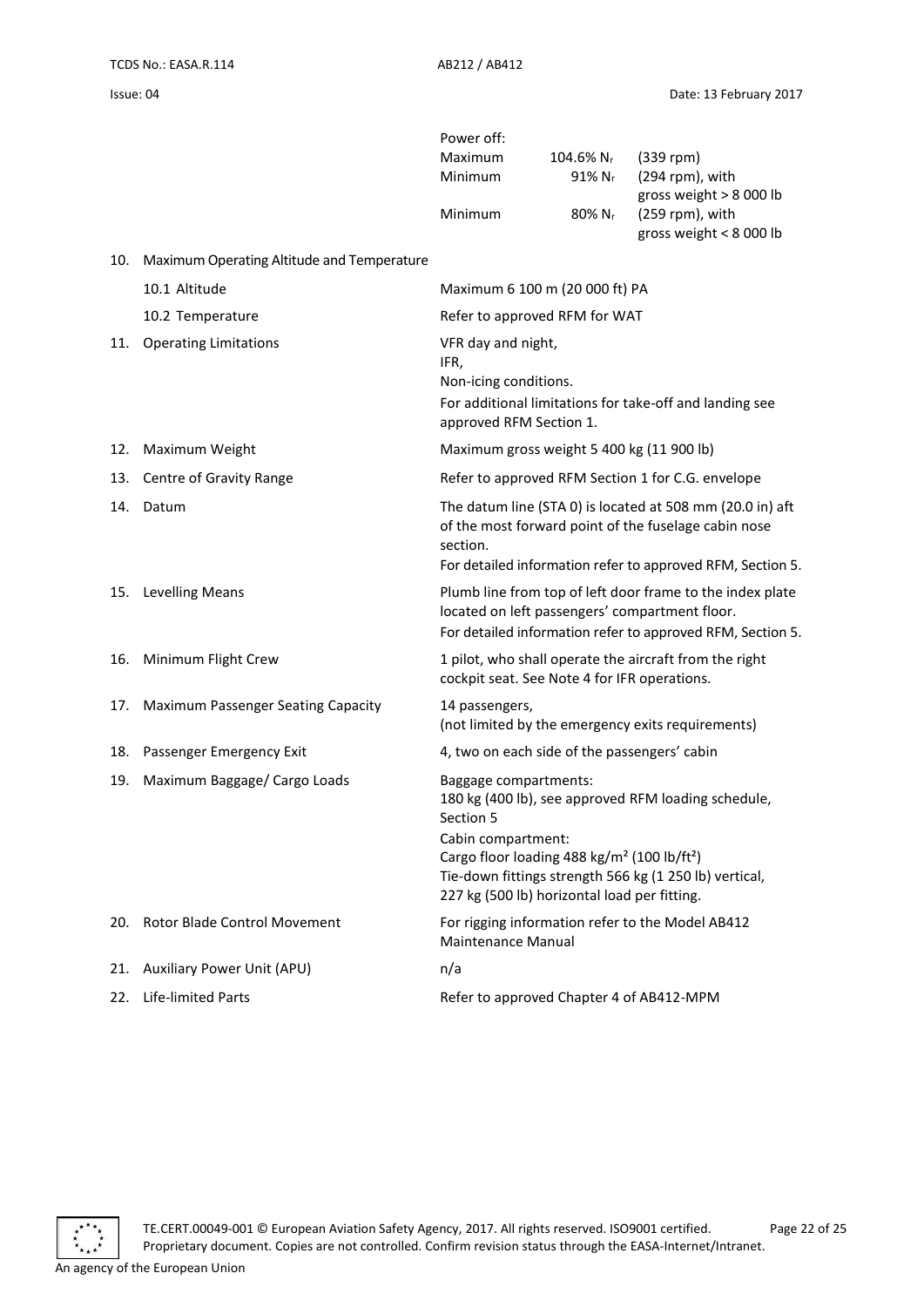| | | |
|---|---|---|
| | | Power off: |
| | | Maximum 104.6% $N_r$ (339 rpm) |
| | | Minimum 91% $N_r$ (294 rpm), with gross weight > 8 000 lb |
| | | Minimum 80% $N_r$ (259 rpm), with gross weight < 8 000 lb |
| 10. | Maximum Operating Altitude and Temperature | |
| | 10.1 Altitude | Maximum 6 100 m (20 000 ft) PA |
| | 10.2 Temperature | Refer to approved RFM for WAT |
| 11. | Operating Limitations | VFR day and night,<br>IFR,<br>Non-icing conditions.<br>For additional limitations for take-off and landing see approved RFM Section 1. |
| 12. | Maximum Weight | Maximum gross weight 5 400 kg (11 900 lb) |
| 13. | Centre of Gravity Range | Refer to approved RFM Section 1 for C.G. envelope |
| 14. | Datum | The datum line (STA 0) is located at 508 mm (20.0 in) aft of the most forward point of the fuselage cabin nose section.<br>For detailed information refer to approved RFM, Section 5. |
| 15. | Levelling Means | Plumb line from top of left door frame to the index plate located on left passengers' compartment floor.<br>For detailed information refer to approved RFM, Section 5. |
| 16. | Minimum Flight Crew | 1 pilot, who shall operate the aircraft from the right cockpit seat. See Note 4 for IFR operations. |
| 17. | Maximum Passenger Seating Capacity | 14 passengers,<br>(not limited by the emergency exits requirements) |
| 18. | Passenger Emergency Exit | 4, two on each side of the passengers' cabin |
| 19. | Maximum Baggage/ Cargo Loads | Baggage compartments:<br>180 kg (400 lb), see approved RFM loading schedule, Section 5<br>Cabin compartment:<br>Cargo floor loading 488 kg/m² (100 lb/ft²)<br>Tie-down fittings strength 566 kg (1 250 lb) vertical, 227 kg (500 lb) horizontal load per fitting. |
| 20. | Rotor Blade Control Movement | For rigging information refer to the Model AB412 Maintenance Manual |
| 21. | Auxiliary Power Unit (APU) | n/a |
| 22. | Life-limited Parts | Refer to approved Chapter 4 of AB412-MPM |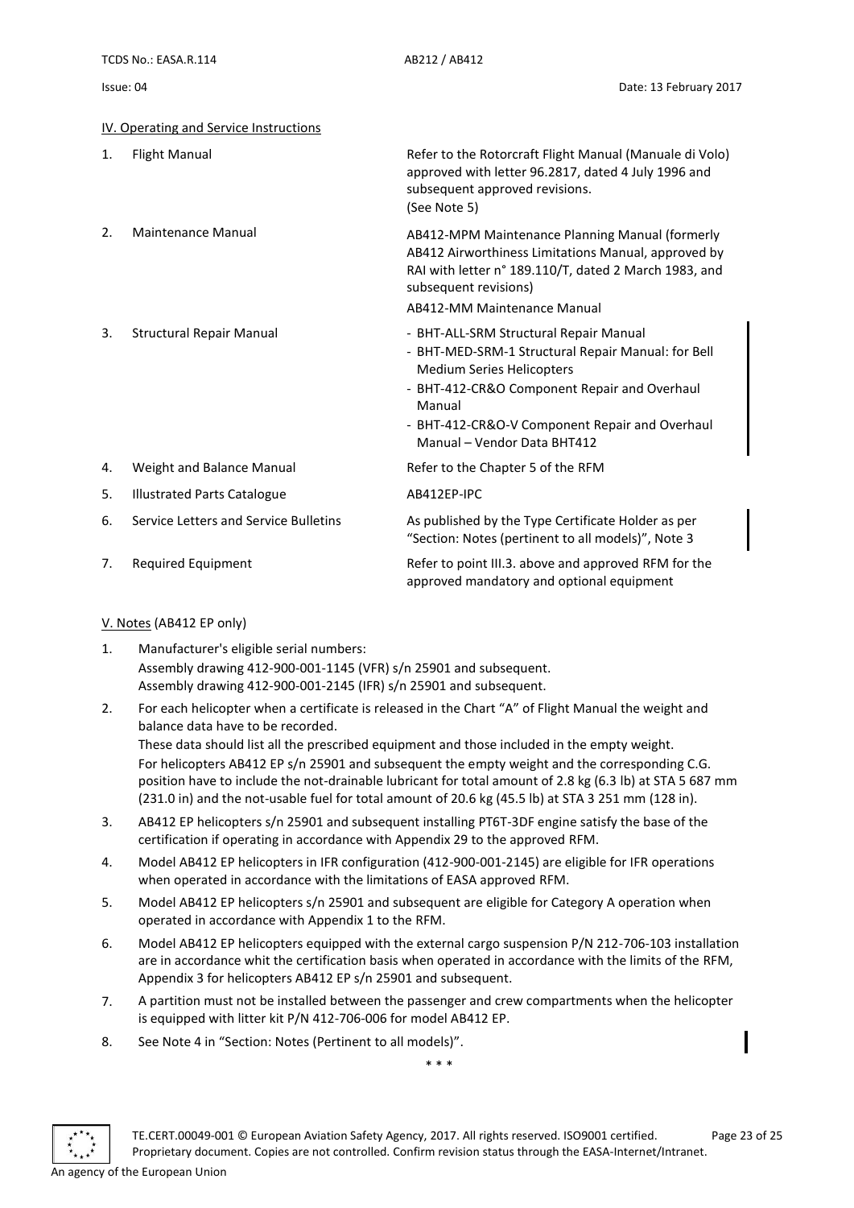## IV. Operating and Service Instructions

| | | |
|---|---|---|
| 1. | Flight Manual | Refer to the Rotorcraft Flight Manual (Manuale di Volo) approved with letter 96.2817, dated 4 July 1996 and subsequent approved revisions. (See Note 5) |
| 2. | Maintenance Manual | AB412-MPM Maintenance Planning Manual (formerly AB412 Airworthiness Limitations Manual, approved by RAI with letter n° 189.110/T, dated 2 March 1983, and subsequent revisions)<br>AB412-MM Maintenance Manual |
| 3. | Structural Repair Manual | - BHT-ALL-SRM Structural Repair Manual<br>- BHT-MED-SRM-1 Structural Repair Manual: for Bell Medium Series Helicopters<br>- BHT-412-CR&O Component Repair and Overhaul Manual<br>- BHT-412-CR&O-V Component Repair and Overhaul Manual – Vendor Data BHT412 |
| 4. | Weight and Balance Manual | Refer to the Chapter 5 of the RFM |
| 5. | Illustrated Parts Catalogue | AB412EP-IPC |
| 6. | Service Letters and Service Bulletins | As published by the Type Certificate Holder as per "Section: Notes (pertinent to all models)", Note 3 |
| 7. | Required Equipment | Refer to point III.3. above and approved RFM for the approved mandatory and optional equipment |

## V. Notes (AB412 EP only)

1. Manufacturer's eligible serial numbers:
   Assembly drawing 412-900-001-1145 (VFR) s/n 25901 and subsequent.
   Assembly drawing 412-900-001-2145 (IFR) s/n 25901 and subsequent.
2. For each helicopter when a certificate is released in the Chart "A" of Flight Manual the weight and balance data have to be recorded.
   These data should list all the prescribed equipment and those included in the empty weight.
   For helicopters AB412 EP s/n 25901 and subsequent the empty weight and the corresponding C.G. position have to include the not-drainable lubricant for total amount of 2.8 kg (6.3 lb) at STA 5 687 mm (231.0 in) and the not-usable fuel for total amount of 20.6 kg (45.5 lb) at STA 3 251 mm (128 in).
3. AB412 EP helicopters s/n 25901 and subsequent installing PT6T-3DF engine satisfy the base of the certification if operating in accordance with Appendix 29 to the approved RFM.
4. Model AB412 EP helicopters in IFR configuration (412-900-001-2145) are eligible for IFR operations when operated in accordance with the limitations of EASA approved RFM.
5. Model AB412 EP helicopters s/n 25901 and subsequent are eligible for Category A operation when operated in accordance with Appendix 1 to the RFM.
6. Model AB412 EP helicopters equipped with the external cargo suspension P/N 212-706-103 installation are in accordance whit the certification basis when operated in accordance with the limits of the RFM, Appendix 3 for helicopters AB412 EP s/n 25901 and subsequent.
7. A partition must not be installed between the passenger and crew compartments when the helicopter is equipped with litter kit P/N 412-706-006 for model AB412 EP.
8. See Note 4 in "Section: Notes (Pertinent to all models)".

\* \* \*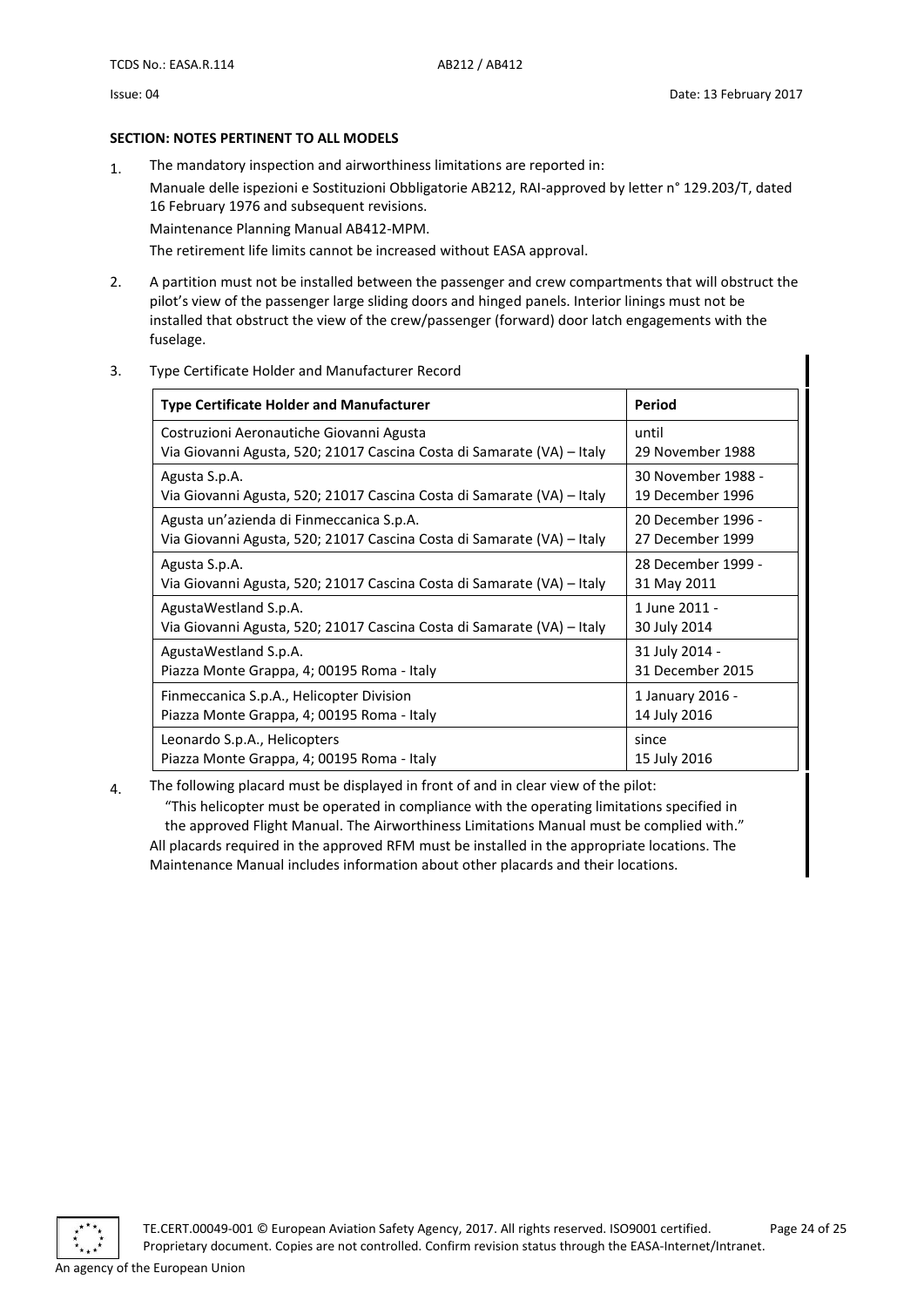**SECTION: NOTES PERTINENT TO ALL MODELS**

1. The mandatory inspection and airworthiness limitations are reported in:

   Manuale delle ispezioni e Sostituzioni Obbligatorie AB212, RAI-approved by letter n° 129.203/T, dated 16 February 1976 and subsequent revisions.

   Maintenance Planning Manual AB412-MPM.

   The retirement life limits cannot be increased without EASA approval.

2. A partition must not be installed between the passenger and crew compartments that will obstruct the pilot's view of the passenger large sliding doors and hinged panels. Interior linings must not be installed that obstruct the view of the crew/passenger (forward) door latch engagements with the fuselage.

3. Type Certificate Holder and Manufacturer Record

| Type Certificate Holder and Manufacturer | Period |
|---|---|
| Costruzioni Aeronautiche Giovanni Agusta<br>Via Giovanni Agusta, 520; 21017 Cascina Costa di Samarate (VA) – Italy | until<br>29 November 1988 |
| Agusta S.p.A.<br>Via Giovanni Agusta, 520; 21017 Cascina Costa di Samarate (VA) – Italy | 30 November 1988 -<br>19 December 1996 |
| Agusta un'azienda di Finmeccanica S.p.A.<br>Via Giovanni Agusta, 520; 21017 Cascina Costa di Samarate (VA) – Italy | 20 December 1996 -<br>27 December 1999 |
| Agusta S.p.A.<br>Via Giovanni Agusta, 520; 21017 Cascina Costa di Samarate (VA) – Italy | 28 December 1999 -<br>31 May 2011 |
| AgustaWestland S.p.A.<br>Via Giovanni Agusta, 520; 21017 Cascina Costa di Samarate (VA) – Italy | 1 June 2011 -<br>30 July 2014 |
| AgustaWestland S.p.A.<br>Piazza Monte Grappa, 4; 00195 Roma - Italy | 31 July 2014 -<br>31 December 2015 |
| Finmeccanica S.p.A., Helicopter Division<br>Piazza Monte Grappa, 4; 00195 Roma - Italy | 1 January 2016 -<br>14 July 2016 |
| Leonardo S.p.A., Helicopters<br>Piazza Monte Grappa, 4; 00195 Roma - Italy | since<br>15 July 2016 |

4. The following placard must be displayed in front of and in clear view of the pilot:

   "This helicopter must be operated in compliance with the operating limitations specified in the approved Flight Manual. The Airworthiness Limitations Manual must be complied with."

   All placards required in the approved RFM must be installed in the appropriate locations. The Maintenance Manual includes information about other placards and their locations.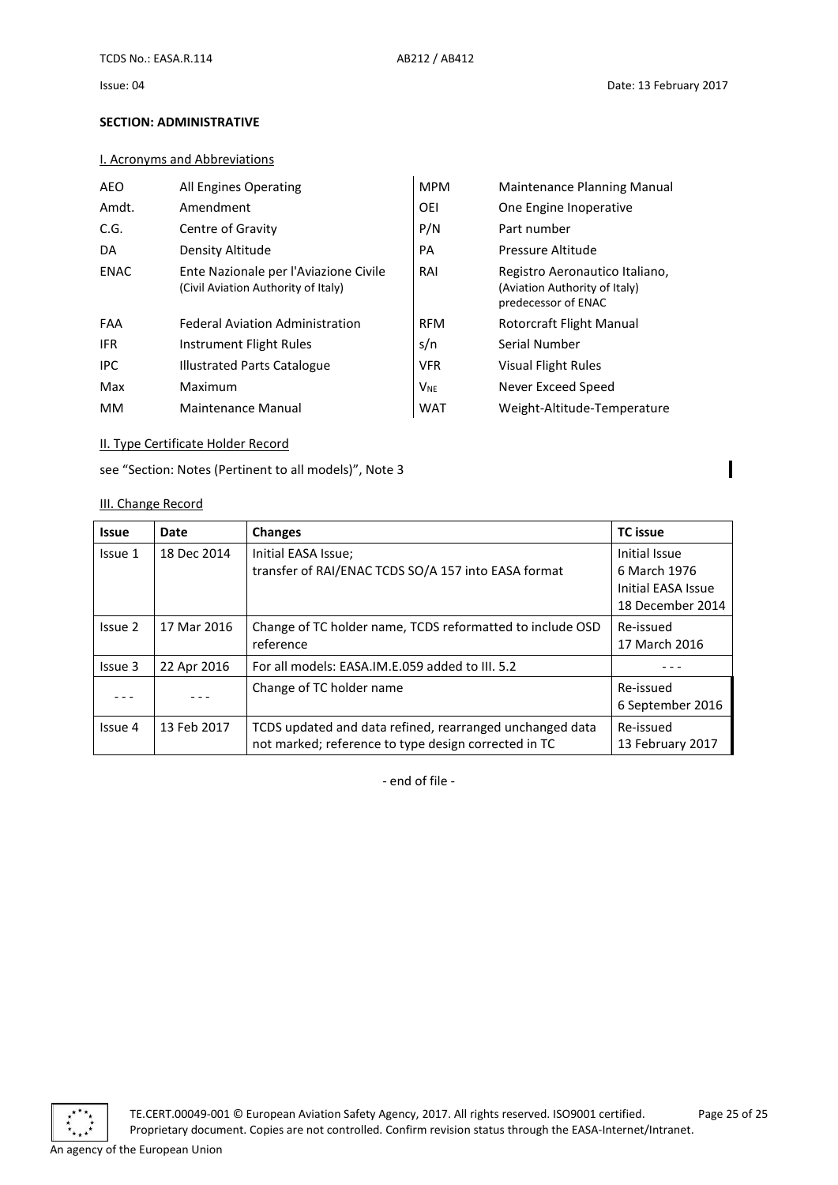## SECTION: ADMINISTRATIVE

### I. Acronyms and Abbreviations

| | | | |
|---|---|---|---|
| AEO | All Engines Operating | MPM | Maintenance Planning Manual |
| Amdt. | Amendment | OEI | One Engine Inoperative |
| C.G. | Centre of Gravity | P/N | Part number |
| DA | Density Altitude | PA | Pressure Altitude |
| ENAC | Ente Nazionale per l'Aviazione Civile (Civil Aviation Authority of Italy) | RAI | Registro Aeronautico Italiano, (Aviation Authority of Italy) predecessor of ENAC |
| FAA | Federal Aviation Administration | RFM | Rotorcraft Flight Manual |
| IFR | Instrument Flight Rules | s/n | Serial Number |
| IPC | Illustrated Parts Catalogue | VFR | Visual Flight Rules |
| Max | Maximum | $V_{NE}$ | Never Exceed Speed |
| MM | Maintenance Manual | WAT | Weight-Altitude-Temperature |

### II. Type Certificate Holder Record

see "Section: Notes (Pertinent to all models)", Note 3

### III. Change Record

| Issue | Date | Changes | TC issue |
|---|---|---|---|
| Issue 1 | 18 Dec 2014 | Initial EASA Issue; transfer of RAI/ENAC TCDS SO/A 157 into EASA format | Initial Issue 6 March 1976 Initial EASA Issue 18 December 2014 |
| Issue 2 | 17 Mar 2016 | Change of TC holder name, TCDS reformatted to include OSD reference | Re-issued 17 March 2016 |
| Issue 3 | 22 Apr 2016 | For all models: EASA.IM.E.059 added to III. 5.2 | - - - |
| - - - | - - - | Change of TC holder name | Re-issued 6 September 2016 |
| Issue 4 | 13 Feb 2017 | TCDS updated and data refined, rearranged unchanged data not marked; reference to type design corrected in TC | Re-issued 13 February 2017 |

- end of file -